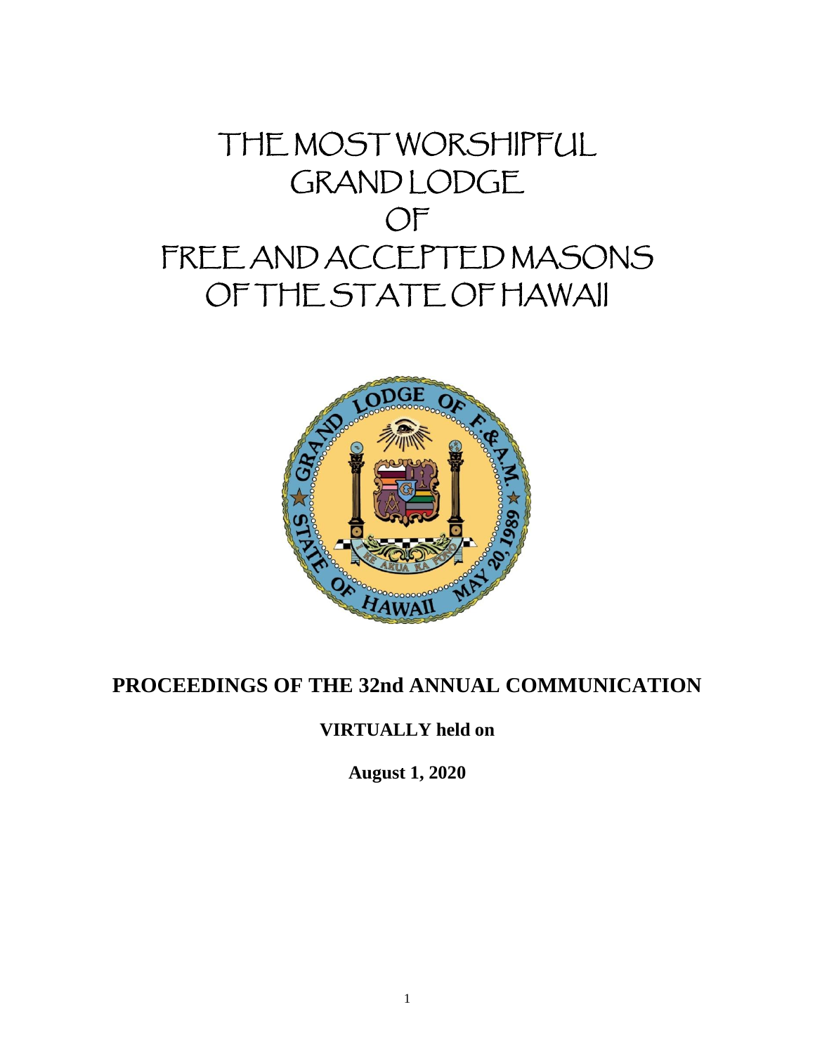# THE MOST WORSHIPFUL GRAND LODGE OF FREE AND ACCEPTED MASONS OF THE STATE OF HAWAII

## PROCEEDINGS OF THE 32nd ANNUAL COMMUNICATION

**VIRTUALLY held on**

**August 1, 2020**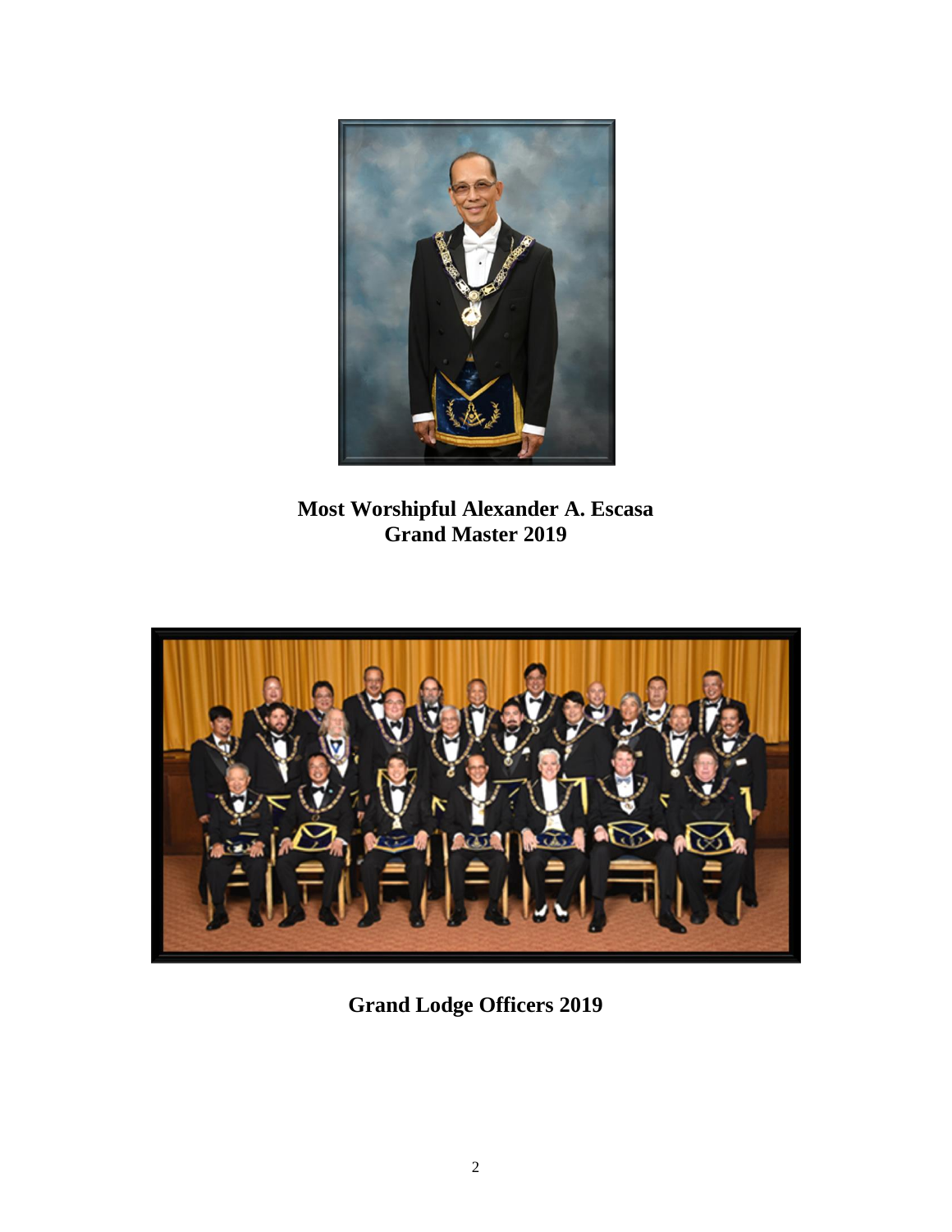**Most Worshipful Alexander A. Escasa**
**Grand Master 2019**

**Grand Lodge Officers 2019**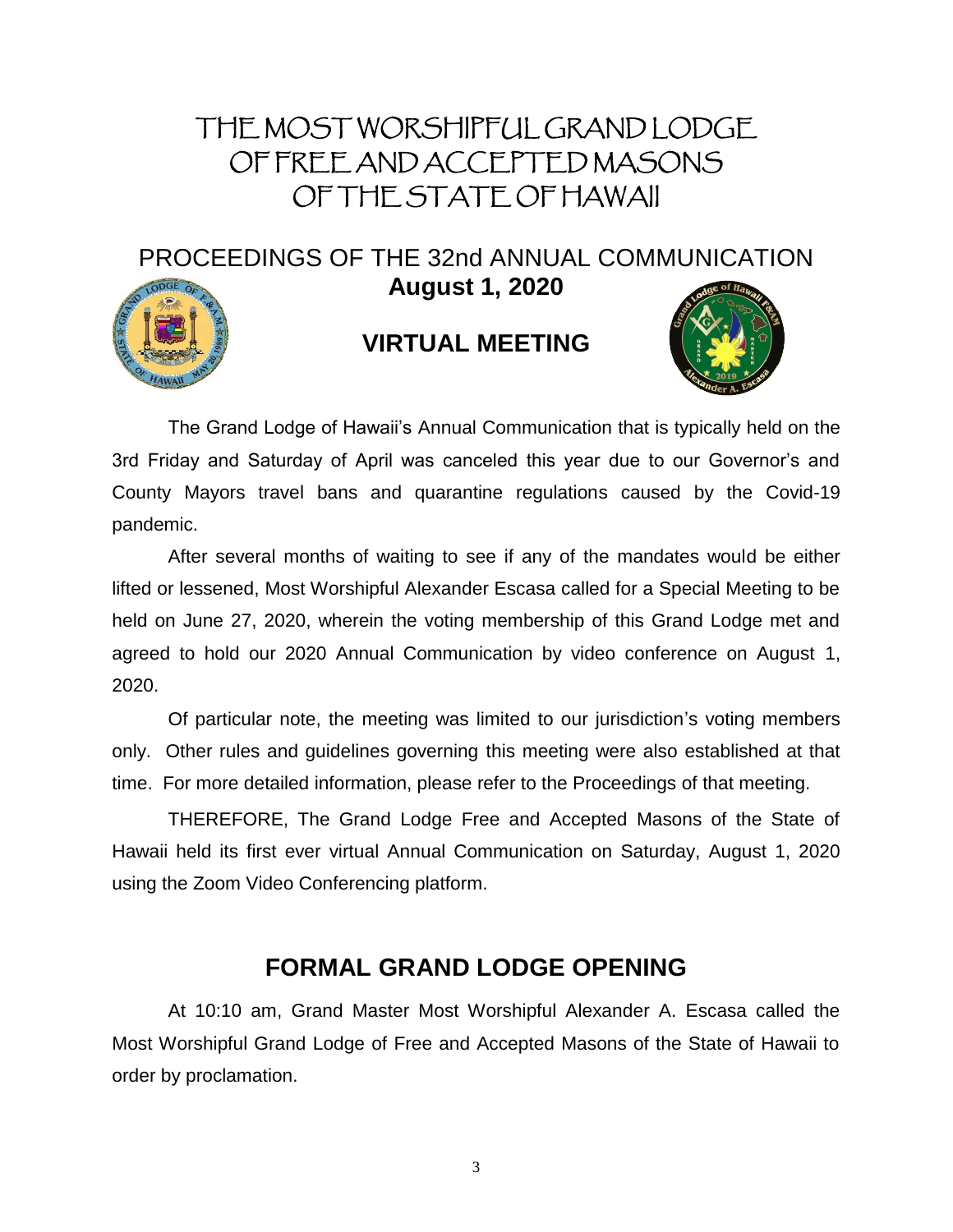# THE MOST WORSHIPFUL GRAND LODGE OF FREE AND ACCEPTED MASONS OF THE STATE OF HAWAII

## PROCEEDINGS OF THE 32nd ANNUAL COMMUNICATION

**August 1, 2020**

## VIRTUAL MEETING

The Grand Lodge of Hawaii's Annual Communication that is typically held on the 3rd Friday and Saturday of April was canceled this year due to our Governor's and County Mayors travel bans and quarantine regulations caused by the Covid-19 pandemic.

After several months of waiting to see if any of the mandates would be either lifted or lessened, Most Worshipful Alexander Escasa called for a Special Meeting to be held on June 27, 2020, wherein the voting membership of this Grand Lodge met and agreed to hold our 2020 Annual Communication by video conference on August 1, 2020.

Of particular note, the meeting was limited to our jurisdiction's voting members only. Other rules and guidelines governing this meeting were also established at that time. For more detailed information, please refer to the Proceedings of that meeting.

THEREFORE, The Grand Lodge Free and Accepted Masons of the State of Hawaii held its first ever virtual Annual Communication on Saturday, August 1, 2020 using the Zoom Video Conferencing platform.

## FORMAL GRAND LODGE OPENING

At 10:10 am, Grand Master Most Worshipful Alexander A. Escasa called the Most Worshipful Grand Lodge of Free and Accepted Masons of the State of Hawaii to order by proclamation.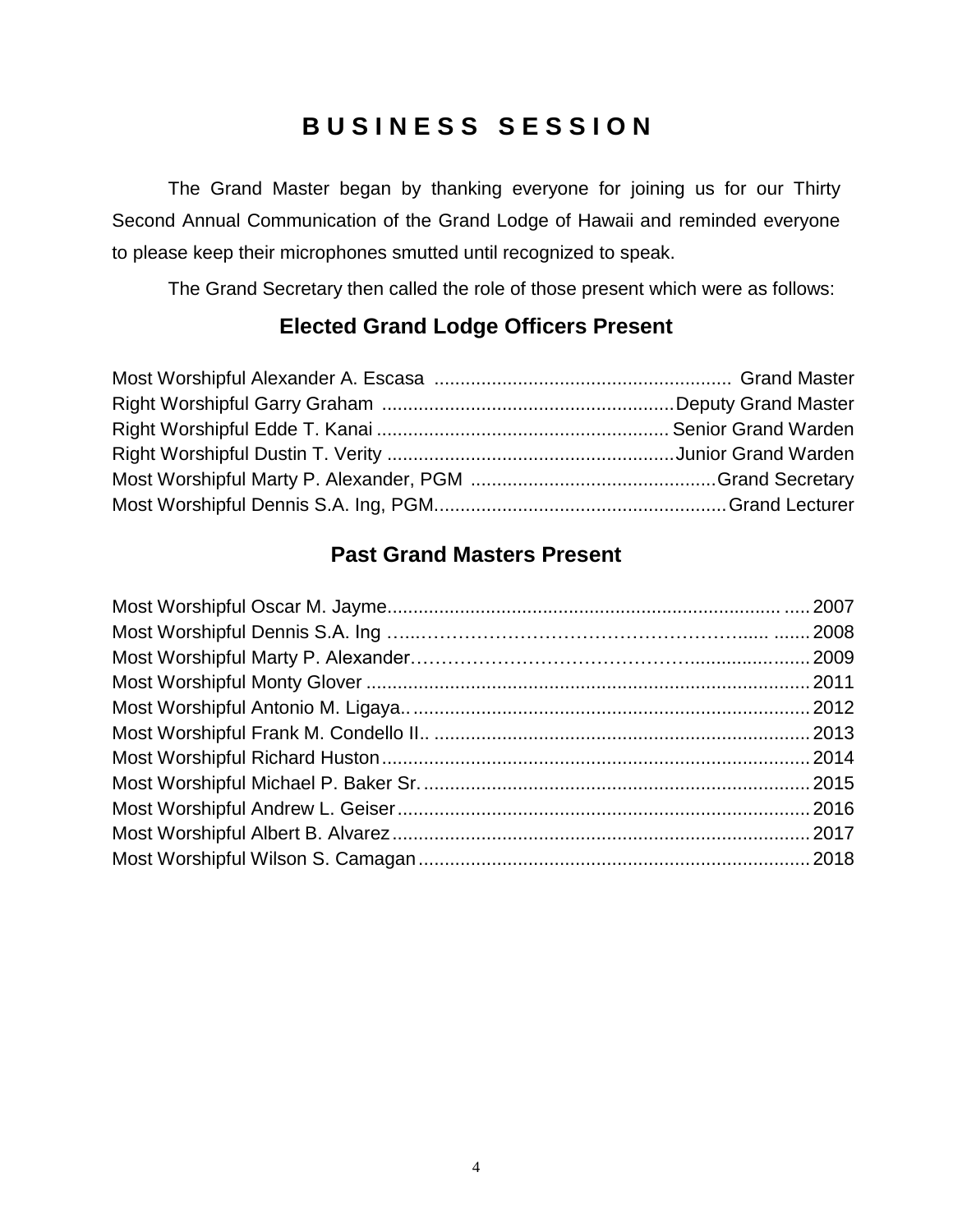# BUSINESS SESSION

The Grand Master began by thanking everyone for joining us for our Thirty Second Annual Communication of the Grand Lodge of Hawaii and reminded everyone to please keep their microphones smutted until recognized to speak.

The Grand Secretary then called the role of those present which were as follows:

## Elected Grand Lodge Officers Present

Most Worshipful Alexander A. Escasa ........................................................ Grand Master
Right Worshipful Garry Graham ........................................................ Deputy Grand Master
Right Worshipful Edde T. Kanai ........................................................ Senior Grand Warden
Right Worshipful Dustin T. Verity ........................................................ Junior Grand Warden
Most Worshipful Marty P. Alexander, PGM ............................................... Grand Secretary
Most Worshipful Dennis S.A. Ing, PGM........................................................ Grand Lecturer

## Past Grand Masters Present

Most Worshipful Oscar M. Jayme............................................................................ 2007
Most Worshipful Dennis S.A. Ing ........................................................................... 2008
Most Worshipful Marty P. Alexander...................................................................... 2009
Most Worshipful Monty Glover ............................................................................... 2011
Most Worshipful Antonio M. Ligaya.. ....................................................................... 2012
Most Worshipful Frank M. Condello II.. .................................................................. 2013
Most Worshipful Richard Huston............................................................................. 2014
Most Worshipful Michael P. Baker Sr. .................................................................... 2015
Most Worshipful Andrew L. Geiser.......................................................................... 2016
Most Worshipful Albert B. Alvarez........................................................................... 2017
Most Worshipful Wilson S. Camagan...................................................................... 2018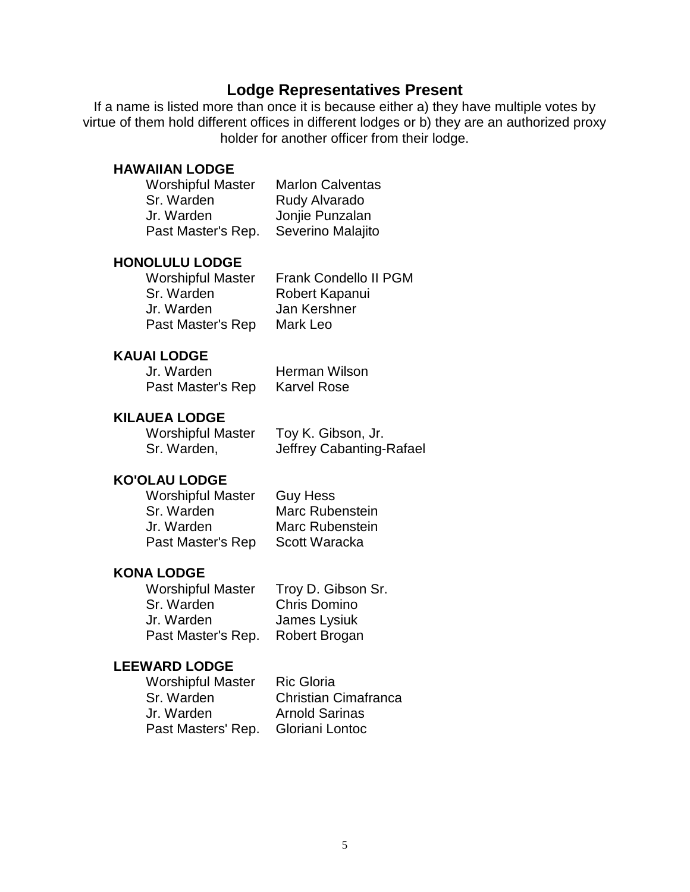## Lodge Representatives Present

If a name is listed more than once it is because either a) they have multiple votes by virtue of them hold different offices in different lodges or b) they are an authorized proxy holder for another officer from their lodge.

**HAWAIIAN LODGE**

| | |
|---|---|
| Worshipful Master | Marlon Calventas |
| Sr. Warden | Rudy Alvarado |
| Jr. Warden | Jonjie Punzalan |
| Past Master's Rep. | Severino Malajito |

**HONOLULU LODGE**

| | |
|---|---|
| Worshipful Master | Frank Condello II PGM |
| Sr. Warden | Robert Kapanui |
| Jr. Warden | Jan Kershner |
| Past Master's Rep | Mark Leo |

**KAUAI LODGE**

| | |
|---|---|
| Jr. Warden | Herman Wilson |
| Past Master's Rep | Karvel Rose |

**KILAUEA LODGE**

| | |
|---|---|
| Worshipful Master | Toy K. Gibson, Jr. |
| Sr. Warden, | Jeffrey Cabanting-Rafael |

**KO'OLAU LODGE**

| | |
|---|---|
| Worshipful Master | Guy Hess |
| Sr. Warden | Marc Rubenstein |
| Jr. Warden | Marc Rubenstein |
| Past Master's Rep | Scott Waracka |

**KONA LODGE**

| | |
|---|---|
| Worshipful Master | Troy D. Gibson Sr. |
| Sr. Warden | Chris Domino |
| Jr. Warden | James Lysiuk |
| Past Master's Rep. | Robert Brogan |

**LEEWARD LODGE**

| | |
|---|---|
| Worshipful Master | Ric Gloria |
| Sr. Warden | Christian Cimafranca |
| Jr. Warden | Arnold Sarinas |
| Past Masters' Rep. | Gloriani Lontoc |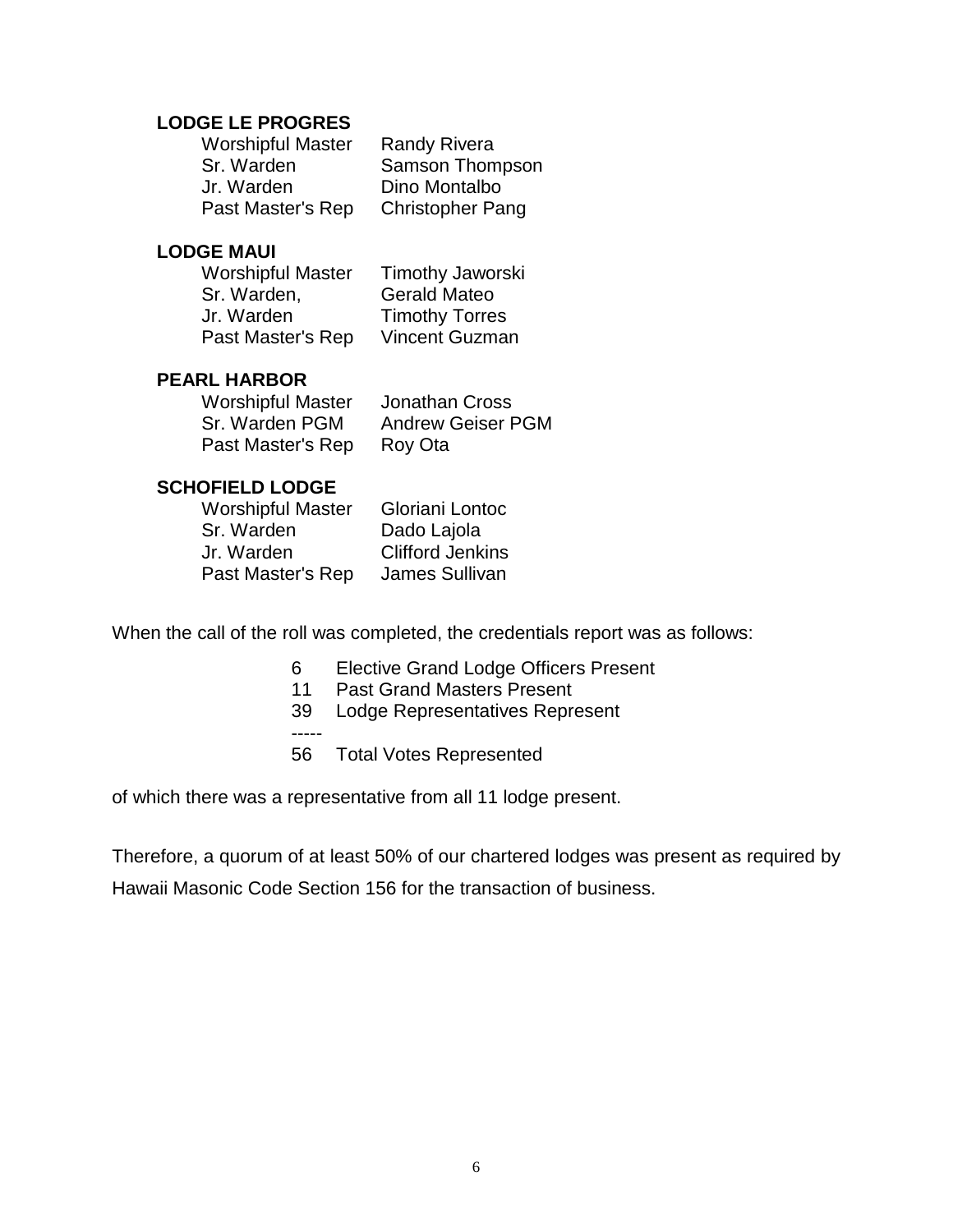**LODGE LE PROGRES**

| | |
|---|---|
| Worshipful Master | Randy Rivera |
| Sr. Warden | Samson Thompson |
| Jr. Warden | Dino Montalbo |
| Past Master's Rep | Christopher Pang |

**LODGE MAUI**

| | |
|---|---|
| Worshipful Master | Timothy Jaworski |
| Sr. Warden, | Gerald Mateo |
| Jr. Warden | Timothy Torres |
| Past Master's Rep | Vincent Guzman |

**PEARL HARBOR**

| | |
|---|---|
| Worshipful Master | Jonathan Cross |
| Sr. Warden PGM | Andrew Geiser PGM |
| Past Master's Rep | Roy Ota |

**SCHOFIELD LODGE**

| | |
|---|---|
| Worshipful Master | Gloriani Lontoc |
| Sr. Warden | Dado Lajola |
| Jr. Warden | Clifford Jenkins |
| Past Master's Rep | James Sullivan |

When the call of the roll was completed, the credentials report was as follows:

| | |
|---|---|
| 6 | Elective Grand Lodge Officers Present |
| 11 | Past Grand Masters Present |
| 39 | Lodge Representatives Represent |
| ----- | |
| 56 | Total Votes Represented |

of which there was a representative from all 11 lodge present.

Therefore, a quorum of at least 50% of our chartered lodges was present as required by Hawaii Masonic Code Section 156 for the transaction of business.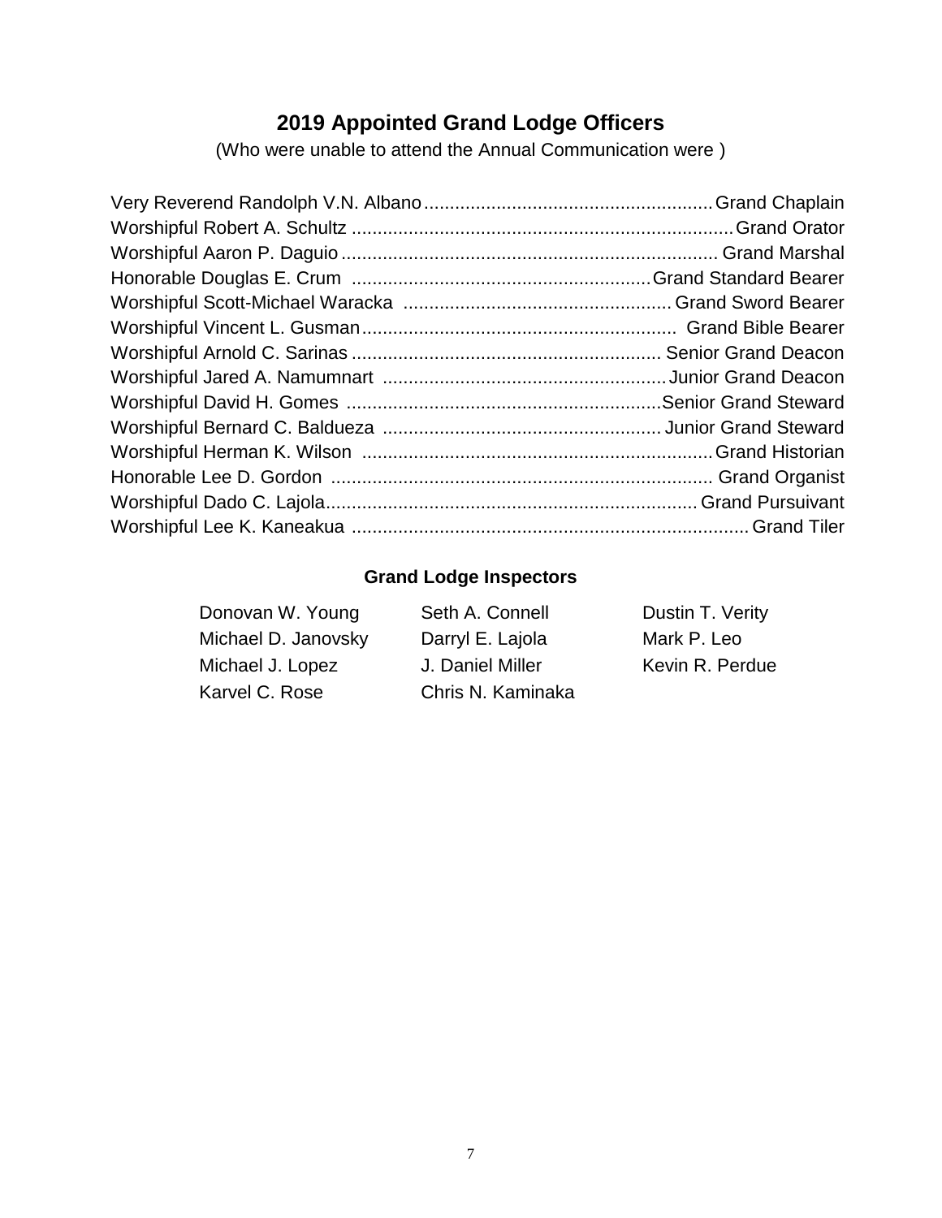## 2019 Appointed Grand Lodge Officers

(Who were unable to attend the Annual Communication were )

Very Reverend Randolph V.N. Albano........................................................Grand Chaplain
Worshipful Robert A. Schultz ..........................................................................Grand Orator
Worshipful Aaron P. Daguio .......................................................................... Grand Marshal
Honorable Douglas E. Crum ..........................................................Grand Standard Bearer
Worshipful Scott-Michael Waracka ....................................................Grand Sword Bearer
Worshipful Vincent L. Gusman............................................................. Grand Bible Bearer
Worshipful Arnold C. Sarinas ............................................................ Senior Grand Deacon
Worshipful Jared A. Namumnart .......................................................Junior Grand Deacon
Worshipful David H. Gomes .............................................................Senior Grand Steward
Worshipful Bernard C. Baldueza ...................................................... Junior Grand Steward
Worshipful Herman K. Wilson ....................................................................Grand Historian
Honorable Lee D. Gordon .......................................................................... Grand Organist
Worshipful Dado C. Lajola........................................................................Grand Pursuivant
Worshipful Lee K. Kaneakua .............................................................................Grand Tiler

### Grand Lodge Inspectors

| | | |
|---|---|---|
| Donovan W. Young | Seth A. Connell | Dustin T. Verity |
| Michael D. Janovsky | Darryl E. Lajola | Mark P. Leo |
| Michael J. Lopez | J. Daniel Miller | Kevin R. Perdue |
| Karvel C. Rose | Chris N. Kaminaka | |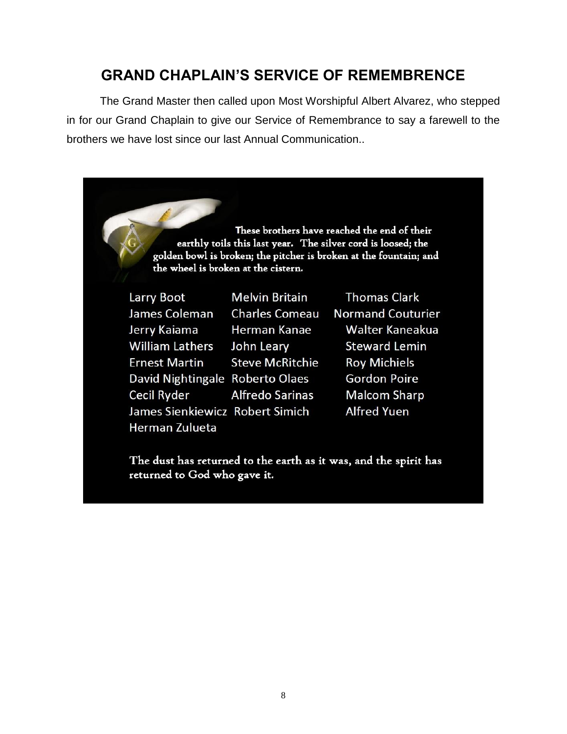## GRAND CHAPLAIN'S SERVICE OF REMEMBRENCE

The Grand Master then called upon Most Worshipful Albert Alvarez, who stepped in for our Grand Chaplain to give our Service of Remembrance to say a farewell to the brothers we have lost since our last Annual Communication..

These brothers have reached the end of their earthly toils this last year. The silver cord is loosed; the golden bowl is broken; the pitcher is broken at the fountain; and the wheel is broken at the cistern.

| | | |
|---|---|---|
| Larry Boot | Melvin Britain | Thomas Clark |
| James Coleman | Charles Comeau | Normand Couturier |
| Jerry Kaiama | Herman Kanae | Walter Kaneakua |
| William Lathers | John Leary | Steward Lemin |
| Ernest Martin | Steve McRitchie | Roy Michiels |
| David Nightingale | Roberto Olaes | Gordon Poire |
| Cecil Ryder | Alfredo Sarinas | Malcom Sharp |
| James Sienkiewicz | Robert Simich | Alfred Yuen |
| Herman Zulueta | | |

The dust has returned to the earth as it was, and the spirit has returned to God who gave it.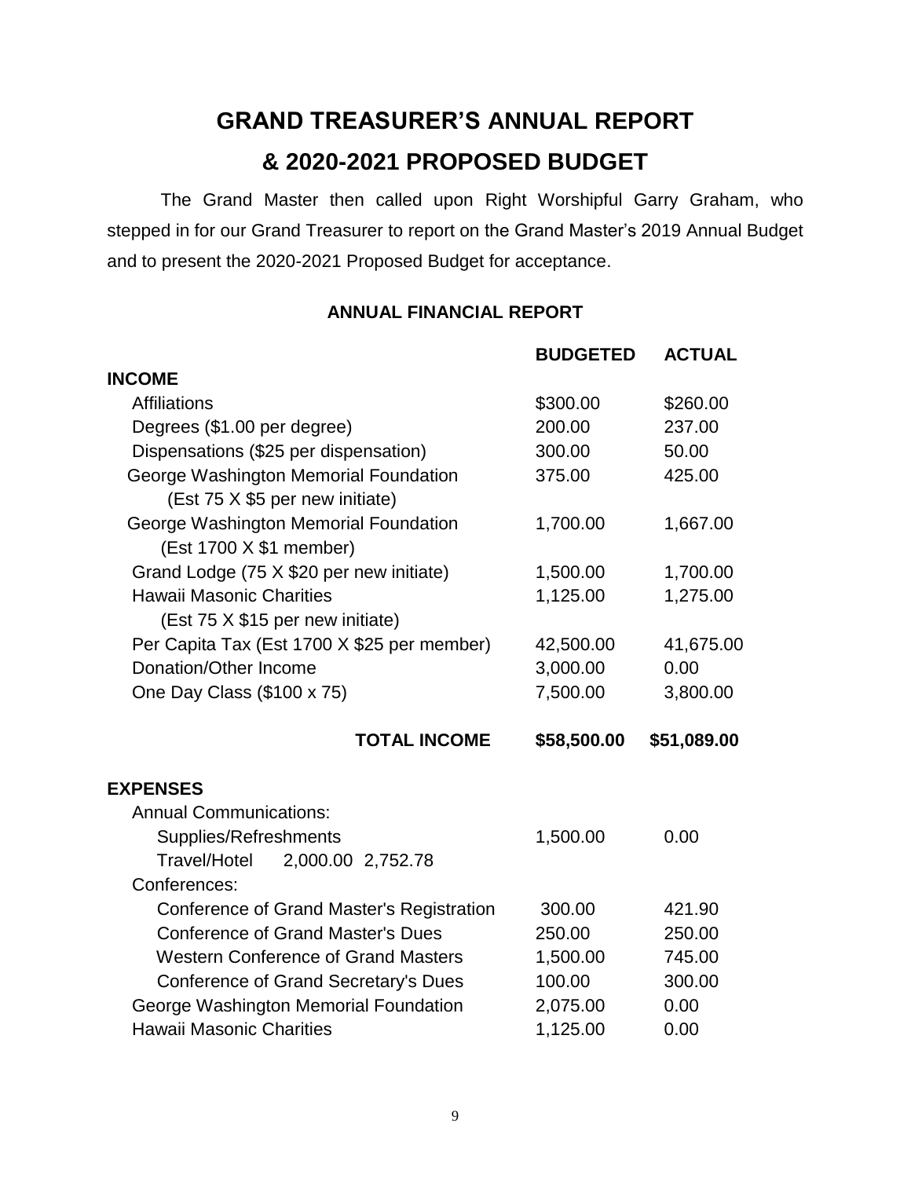# GRAND TREASURER'S ANNUAL REPORT

# & 2020-2021 PROPOSED BUDGET

The Grand Master then called upon Right Worshipful Garry Graham, who stepped in for our Grand Treasurer to report on the Grand Master's 2019 Annual Budget and to present the 2020-2021 Proposed Budget for acceptance.

### ANNUAL FINANCIAL REPORT

| | BUDGETED | ACTUAL |
|---|---|---|
| **INCOME** | | |
| Affiliations | \$300.00 | \$260.00 |
| Degrees (\$1.00 per degree) | 200.00 | 237.00 |
| Dispensations (\$25 per dispensation) | 300.00 | 50.00 |
| George Washington Memorial Foundation (Est 75 X \$5 per new initiate) | 375.00 | 425.00 |
| George Washington Memorial Foundation (Est 1700 X \$1 member) | 1,700.00 | 1,667.00 |
| Grand Lodge (75 X \$20 per new initiate) | 1,500.00 | 1,700.00 |
| Hawaii Masonic Charities (Est 75 X \$15 per new initiate) | 1,125.00 | 1,275.00 |
| Per Capita Tax (Est 1700 X \$25 per member) | 42,500.00 | 41,675.00 |
| Donation/Other Income | 3,000.00 | 0.00 |
| One Day Class (\$100 x 75) | 7,500.00 | 3,800.00 |
| **TOTAL INCOME** | **\$58,500.00** | **\$51,089.00** |
| **EXPENSES** | | |
| Annual Communications: | | |
| Supplies/Refreshments | 1,500.00 | 0.00 |
| Travel/Hotel | 2,000.00 | 2,752.78 |
| Conferences: | | |
| Conference of Grand Master's Registration | 300.00 | 421.90 |
| Conference of Grand Master's Dues | 250.00 | 250.00 |
| Western Conference of Grand Masters | 1,500.00 | 745.00 |
| Conference of Grand Secretary's Dues | 100.00 | 300.00 |
| George Washington Memorial Foundation | 2,075.00 | 0.00 |
| Hawaii Masonic Charities | 1,125.00 | 0.00 |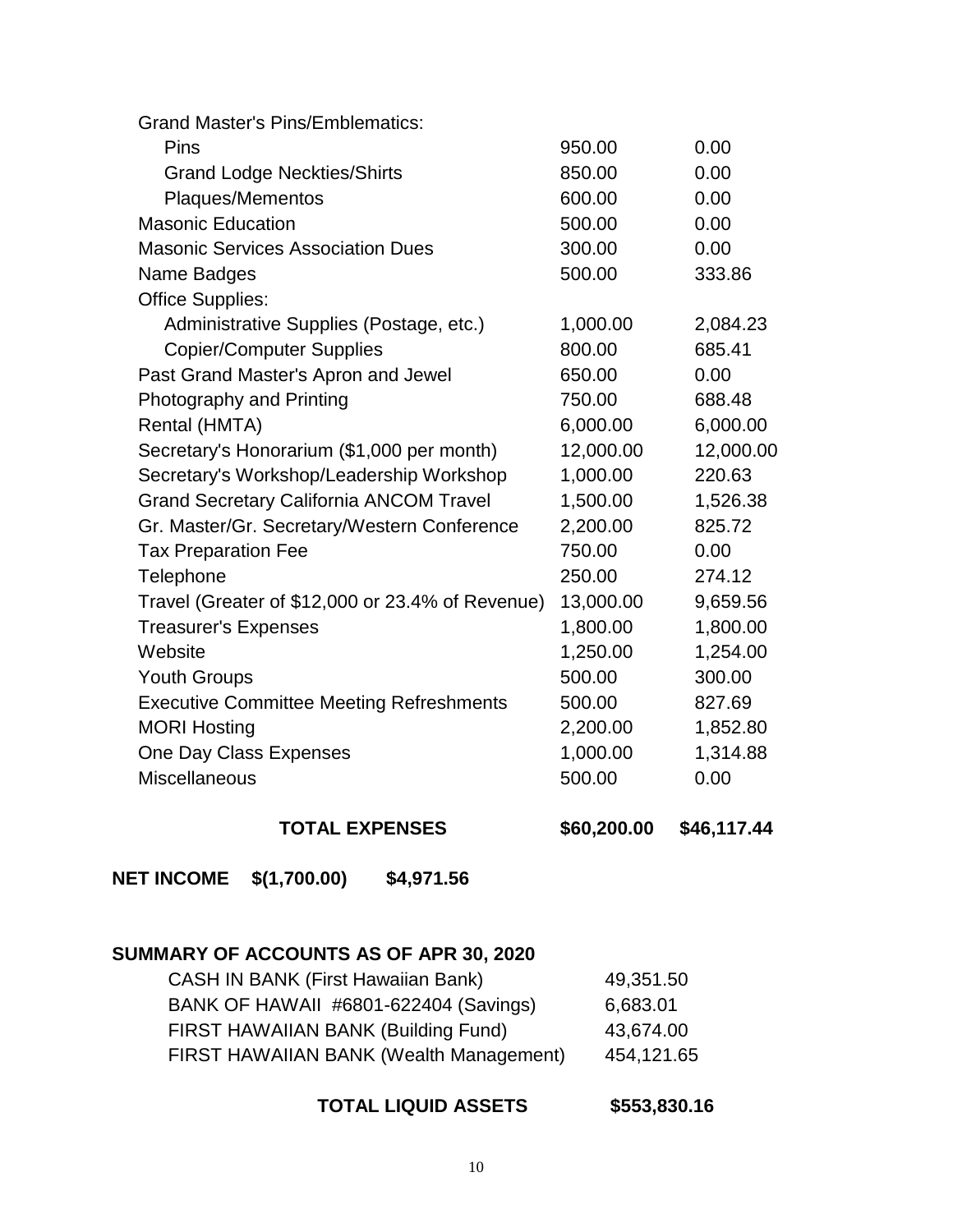| | | |
|---|---|---|
| Grand Master's Pins/Emblematics: | | |
| Pins | 950.00 | 0.00 |
| Grand Lodge Neckties/Shirts | 850.00 | 0.00 |
| Plaques/Mementos | 600.00 | 0.00 |
| Masonic Education | 500.00 | 0.00 |
| Masonic Services Association Dues | 300.00 | 0.00 |
| Name Badges | 500.00 | 333.86 |
| Office Supplies: | | |
| Administrative Supplies (Postage, etc.) | 1,000.00 | 2,084.23 |
| Copier/Computer Supplies | 800.00 | 685.41 |
| Past Grand Master's Apron and Jewel | 650.00 | 0.00 |
| Photography and Printing | 750.00 | 688.48 |
| Rental (HMTA) | 6,000.00 | 6,000.00 |
| Secretary's Honorarium ($1,000 per month) | 12,000.00 | 12,000.00 |
| Secretary's Workshop/Leadership Workshop | 1,000.00 | 220.63 |
| Grand Secretary California ANCOM Travel | 1,500.00 | 1,526.38 |
| Gr. Master/Gr. Secretary/Western Conference | 2,200.00 | 825.72 |
| Tax Preparation Fee | 750.00 | 0.00 |
| Telephone | 250.00 | 274.12 |
| Travel (Greater of $12,000 or 23.4% of Revenue) | 13,000.00 | 9,659.56 |
| Treasurer's Expenses | 1,800.00 | 1,800.00 |
| Website | 1,250.00 | 1,254.00 |
| Youth Groups | 500.00 | 300.00 |
| Executive Committee Meeting Refreshments | 500.00 | 827.69 |
| MORI Hosting | 2,200.00 | 1,852.80 |
| One Day Class Expenses | 1,000.00 | 1,314.88 |
| Miscellaneous | 500.00 | 0.00 |
| **TOTAL EXPENSES** | **$60,200.00** | **$46,117.44** |

**NET INCOME $(1,700.00) $4,971.56**

**SUMMARY OF ACCOUNTS AS OF APR 30, 2020**

| | |
|---|---|
| CASH IN BANK (First Hawaiian Bank) | 49,351.50 |
| BANK OF HAWAII #6801-622404 (Savings) | 6,683.01 |
| FIRST HAWAIIAN BANK (Building Fund) | 43,674.00 |
| FIRST HAWAIIAN BANK (Wealth Management) | 454,121.65 |
| **TOTAL LIQUID ASSETS** | **$553,830.16** |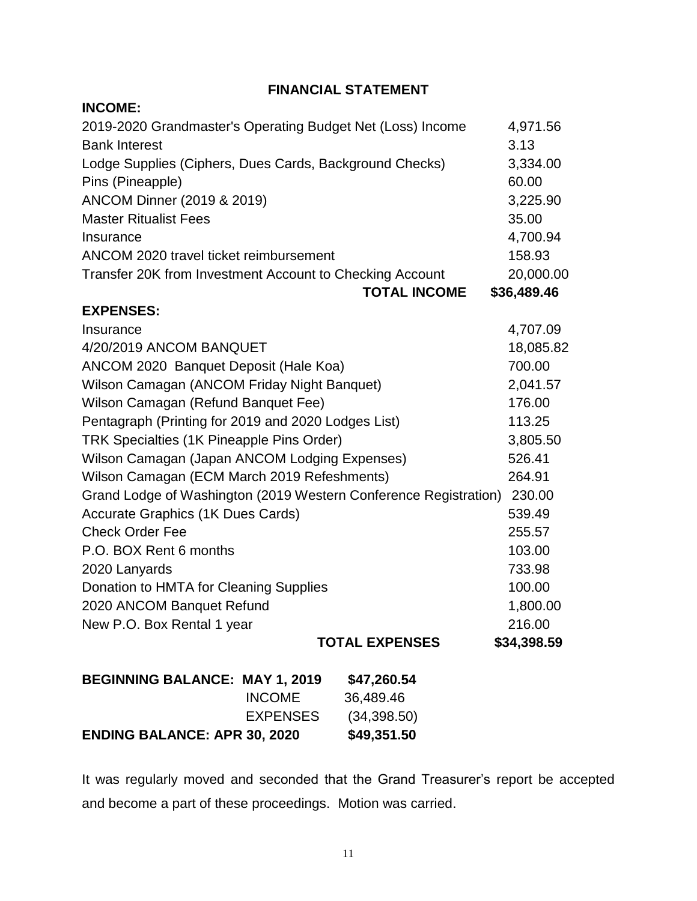## FINANCIAL STATEMENT

**INCOME:**

| | |
|---|---|
| 2019-2020 Grandmaster's Operating Budget Net (Loss) Income | 4,971.56 |
| Bank Interest | 3.13 |
| Lodge Supplies (Ciphers, Dues Cards, Background Checks) | 3,334.00 |
| Pins (Pineapple) | 60.00 |
| ANCOM Dinner (2019 & 2019) | 3,225.90 |
| Master Ritualist Fees | 35.00 |
| Insurance | 4,700.94 |
| ANCOM 2020 travel ticket reimbursement | 158.93 |
| Transfer 20K from Investment Account to Checking Account | 20,000.00 |
| **TOTAL INCOME** | **$36,489.46** |

**EXPENSES:**

| | |
|---|---|
| Insurance | 4,707.09 |
| 4/20/2019 ANCOM BANQUET | 18,085.82 |
| ANCOM 2020 Banquet Deposit (Hale Koa) | 700.00 |
| Wilson Camagan (ANCOM Friday Night Banquet) | 2,041.57 |
| Wilson Camagan (Refund Banquet Fee) | 176.00 |
| Pentagraph (Printing for 2019 and 2020 Lodges List) | 113.25 |
| TRK Specialties (1K Pineapple Pins Order) | 3,805.50 |
| Wilson Camagan (Japan ANCOM Lodging Expenses) | 526.41 |
| Wilson Camagan (ECM March 2019 Refeshments) | 264.91 |
| Grand Lodge of Washington (2019 Western Conference Registration) | 230.00 |
| Accurate Graphics (1K Dues Cards) | 539.49 |
| Check Order Fee | 255.57 |
| P.O. BOX Rent 6 months | 103.00 |
| 2020 Lanyards | 733.98 |
| Donation to HMTA for Cleaning Supplies | 100.00 |
| 2020 ANCOM Banquet Refund | 1,800.00 |
| New P.O. Box Rental 1 year | 216.00 |
| **TOTAL EXPENSES** | **$34,398.59** |

| | | |
|---|---|---|
| **BEGINNING BALANCE: MAY 1, 2019** | | **$47,260.54** |
| | INCOME | 36,489.46 |
| | EXPENSES | (34,398.50) |
| **ENDING BALANCE: APR 30, 2020** | | **$49,351.50** |

It was regularly moved and seconded that the Grand Treasurer's report be accepted and become a part of these proceedings. Motion was carried.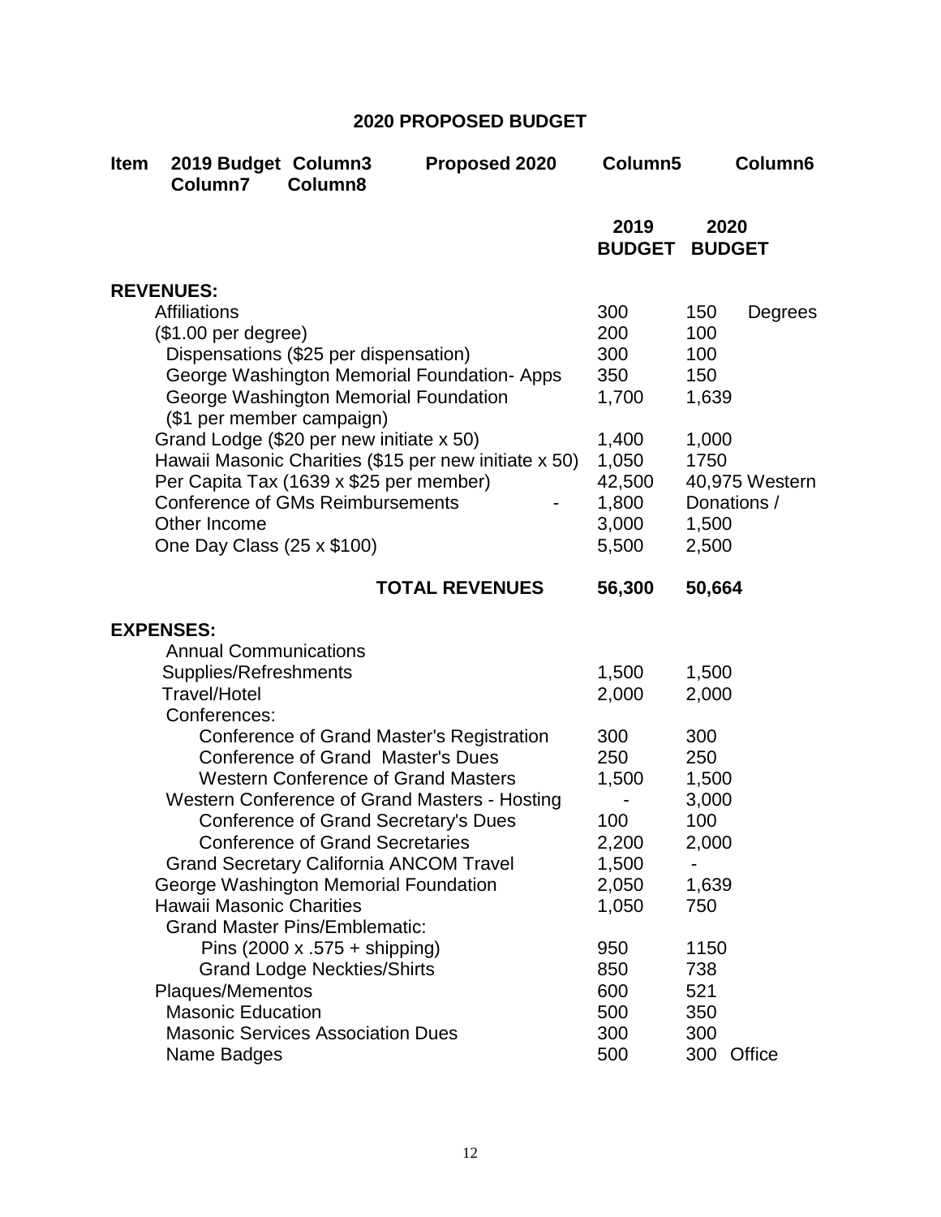# 2020 PROPOSED BUDGET

| Item | 2019 BUDGET | 2020 BUDGET | |
|---|---|---|---|
| **REVENUES:** | | | |
| Affiliations | 300 | 150 | Degrees |
| ($1.00 per degree) | 200 | 100 | |
| Dispensations ($25 per dispensation) | 300 | 100 | |
| George Washington Memorial Foundation- Apps | 350 | 150 | |
| George Washington Memorial Foundation ($1 per member campaign) | 1,700 | 1,639 | |
| Grand Lodge ($20 per new initiate x 50) | 1,400 | 1,000 | |
| Hawaii Masonic Charities ($15 per new initiate x 50) | 1,050 | 1750 | |
| Per Capita Tax (1639 x $25 per member) | 42,500 | 40,975 | Western |
| Conference of GMs Reimbursements - | 1,800 | | Donations / |
| Other Income | 3,000 | 1,500 | |
| One Day Class (25 x $100) | 5,500 | 2,500 | |
| **TOTAL REVENUES** | **56,300** | **50,664** | |
| **EXPENSES:** | | | |
| Annual Communications | | | |
| Supplies/Refreshments | 1,500 | 1,500 | |
| Travel/Hotel | 2,000 | 2,000 | |
| Conferences: | | | |
| Conference of Grand Master's Registration | 300 | 300 | |
| Conference of Grand Master's Dues | 250 | 250 | |
| Western Conference of Grand Masters | 1,500 | 1,500 | |
| Western Conference of Grand Masters - Hosting | - | 3,000 | |
| Conference of Grand Secretary's Dues | 100 | 100 | |
| Conference of Grand Secretaries | 2,200 | 2,000 | |
| Grand Secretary California ANCOM Travel | 1,500 | - | |
| George Washington Memorial Foundation | 2,050 | 1,639 | |
| Hawaii Masonic Charities | 1,050 | 750 | |
| Grand Master Pins/Emblematic: | | | |
| Pins (2000 x .575 + shipping) | 950 | 1150 | |
| Grand Lodge Neckties/Shirts | 850 | 738 | |
| Plaques/Mementos | 600 | 521 | |
| Masonic Education | 500 | 350 | |
| Masonic Services Association Dues | 300 | 300 | |
| Name Badges | 500 | 300 | Office |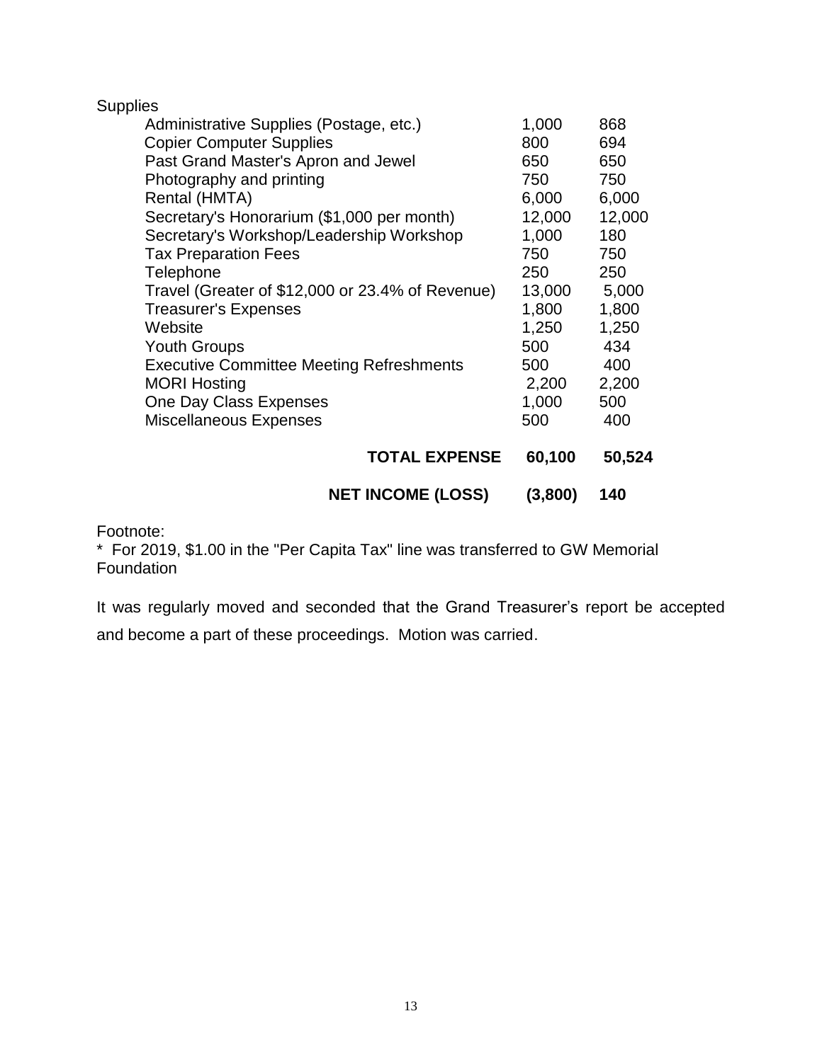| Supplies | | |
| --- | --- | --- |
| Administrative Supplies (Postage, etc.) | 1,000 | 868 |
| Copier Computer Supplies | 800 | 694 |
| Past Grand Master's Apron and Jewel | 650 | 650 |
| Photography and printing | 750 | 750 |
| Rental (HMTA) | 6,000 | 6,000 |
| Secretary's Honorarium ($1,000 per month) | 12,000 | 12,000 |
| Secretary's Workshop/Leadership Workshop | 1,000 | 180 |
| Tax Preparation Fees | 750 | 750 |
| Telephone | 250 | 250 |
| Travel (Greater of $12,000 or 23.4% of Revenue) | 13,000 | 5,000 |
| Treasurer's Expenses | 1,800 | 1,800 |
| Website | 1,250 | 1,250 |
| Youth Groups | 500 | 434 |
| Executive Committee Meeting Refreshments | 500 | 400 |
| MORI Hosting | 2,200 | 2,200 |
| One Day Class Expenses | 1,000 | 500 |
| Miscellaneous Expenses | 500 | 400 |
| **TOTAL EXPENSE** | **60,100** | **50,524** |
| **NET INCOME (LOSS)** | **(3,800)** | **140** |

Footnote:
* For 2019, $1.00 in the "Per Capita Tax" line was transferred to GW Memorial Foundation

It was regularly moved and seconded that the Grand Treasurer's report be accepted and become a part of these proceedings. Motion was carried.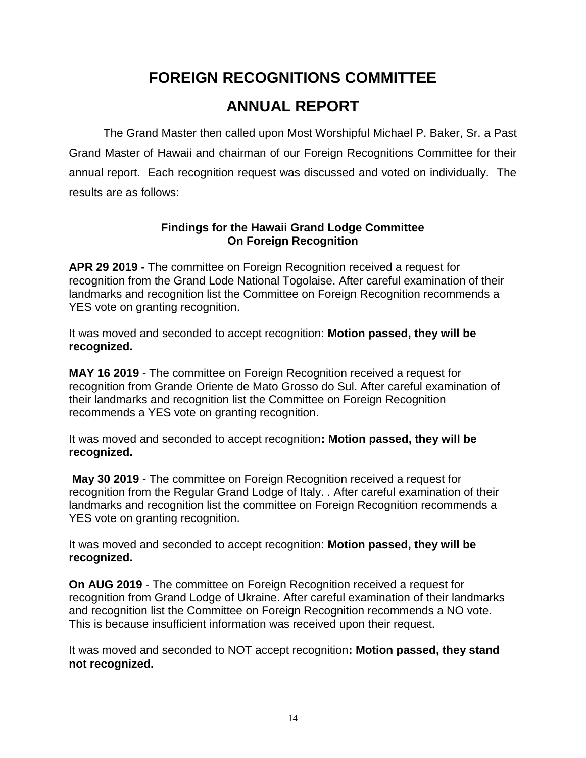# FOREIGN RECOGNITIONS COMMITTEE

# ANNUAL REPORT

The Grand Master then called upon Most Worshipful Michael P. Baker, Sr. a Past Grand Master of Hawaii and chairman of our Foreign Recognitions Committee for their annual report. Each recognition request was discussed and voted on individually. The results are as follows:

### Findings for the Hawaii Grand Lodge Committee On Foreign Recognition

**APR 29 2019 -** The committee on Foreign Recognition received a request for recognition from the Grand Lode National Togolaise. After careful examination of their landmarks and recognition list the Committee on Foreign Recognition recommends a YES vote on granting recognition.

It was moved and seconded to accept recognition: **Motion passed, they will be recognized.**

**MAY 16 2019** - The committee on Foreign Recognition received a request for recognition from Grande Oriente de Mato Grosso do Sul. After careful examination of their landmarks and recognition list the Committee on Foreign Recognition recommends a YES vote on granting recognition.

It was moved and seconded to accept recognition**: Motion passed, they will be recognized.**

**May 30 2019** - The committee on Foreign Recognition received a request for recognition from the Regular Grand Lodge of Italy. . After careful examination of their landmarks and recognition list the committee on Foreign Recognition recommends a YES vote on granting recognition.

It was moved and seconded to accept recognition: **Motion passed, they will be recognized.**

**On AUG 2019** - The committee on Foreign Recognition received a request for recognition from Grand Lodge of Ukraine. After careful examination of their landmarks and recognition list the Committee on Foreign Recognition recommends a NO vote. This is because insufficient information was received upon their request.

It was moved and seconded to NOT accept recognition**: Motion passed, they stand not recognized.**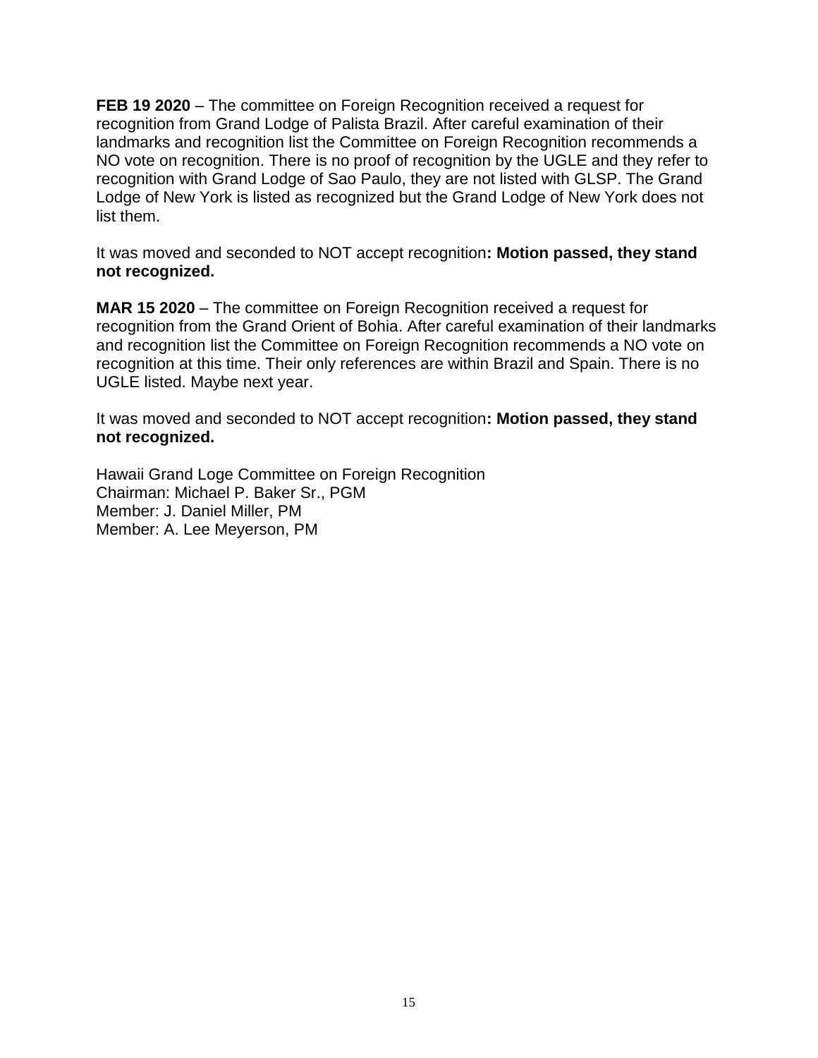**FEB 19 2020** – The committee on Foreign Recognition received a request for recognition from Grand Lodge of Palista Brazil. After careful examination of their landmarks and recognition list the Committee on Foreign Recognition recommends a NO vote on recognition. There is no proof of recognition by the UGLE and they refer to recognition with Grand Lodge of Sao Paulo, they are not listed with GLSP. The Grand Lodge of New York is listed as recognized but the Grand Lodge of New York does not list them.

It was moved and seconded to NOT accept recognition**: Motion passed, they stand not recognized.**

**MAR 15 2020** – The committee on Foreign Recognition received a request for recognition from the Grand Orient of Bohia. After careful examination of their landmarks and recognition list the Committee on Foreign Recognition recommends a NO vote on recognition at this time. Their only references are within Brazil and Spain. There is no UGLE listed. Maybe next year.

It was moved and seconded to NOT accept recognition**: Motion passed, they stand not recognized.**

Hawaii Grand Loge Committee on Foreign Recognition
Chairman: Michael P. Baker Sr., PGM
Member: J. Daniel Miller, PM
Member: A. Lee Meyerson, PM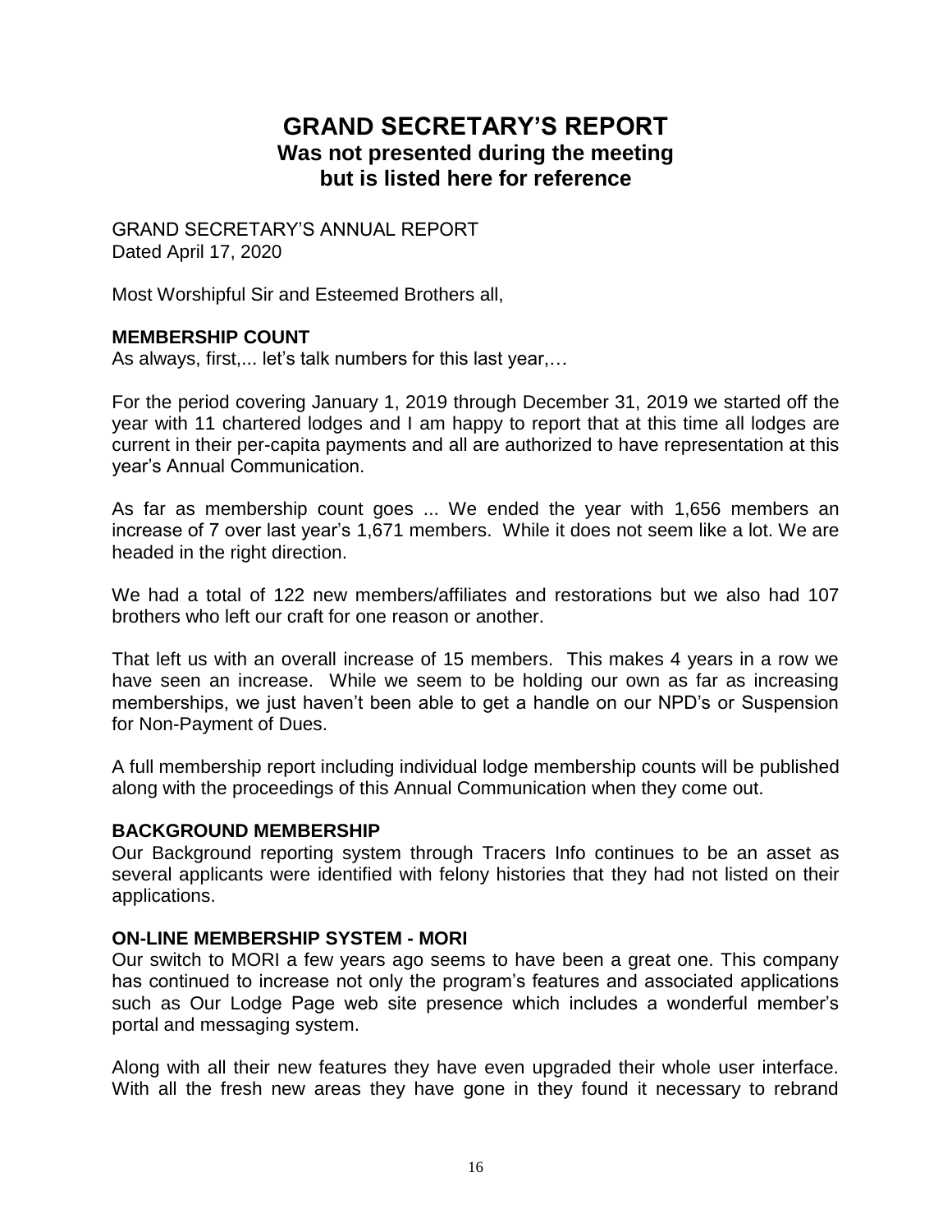# GRAND SECRETARY'S REPORT

## Was not presented during the meeting but is listed here for reference

GRAND SECRETARY'S ANNUAL REPORT
Dated April 17, 2020

Most Worshipful Sir and Esteemed Brothers all,

### MEMBERSHIP COUNT

As always, first,... let's talk numbers for this last year,…

For the period covering January 1, 2019 through December 31, 2019 we started off the year with 11 chartered lodges and I am happy to report that at this time all lodges are current in their per-capita payments and all are authorized to have representation at this year's Annual Communication.

As far as membership count goes ... We ended the year with 1,656 members an increase of 7 over last year's 1,671 members. While it does not seem like a lot. We are headed in the right direction.

We had a total of 122 new members/affiliates and restorations but we also had 107 brothers who left our craft for one reason or another.

That left us with an overall increase of 15 members. This makes 4 years in a row we have seen an increase. While we seem to be holding our own as far as increasing memberships, we just haven't been able to get a handle on our NPD's or Suspension for Non-Payment of Dues.

A full membership report including individual lodge membership counts will be published along with the proceedings of this Annual Communication when they come out.

### BACKGROUND MEMBERSHIP

Our Background reporting system through Tracers Info continues to be an asset as several applicants were identified with felony histories that they had not listed on their applications.

### ON-LINE MEMBERSHIP SYSTEM - MORI

Our switch to MORI a few years ago seems to have been a great one. This company has continued to increase not only the program's features and associated applications such as Our Lodge Page web site presence which includes a wonderful member's portal and messaging system.

Along with all their new features they have even upgraded their whole user interface. With all the fresh new areas they have gone in they found it necessary to rebrand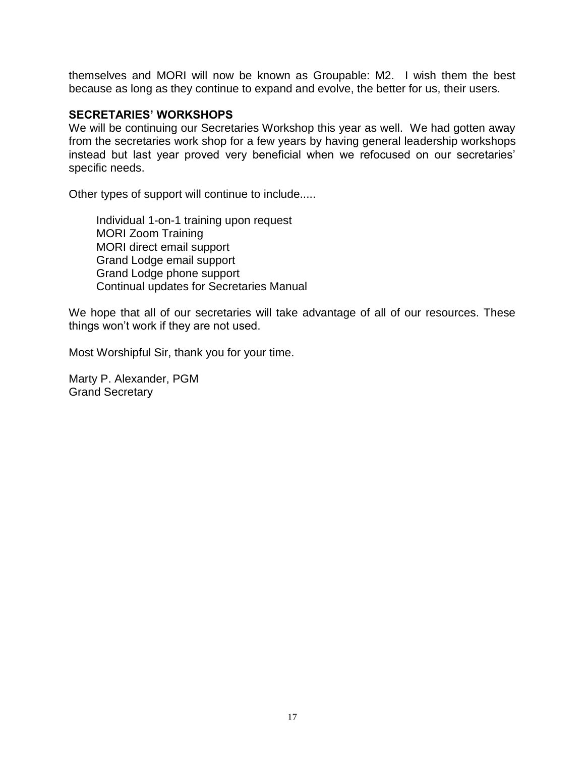themselves and MORI will now be known as Groupable: M2. I wish them the best because as long as they continue to expand and evolve, the better for us, their users.

**SECRETARIES' WORKSHOPS**

We will be continuing our Secretaries Workshop this year as well. We had gotten away from the secretaries work shop for a few years by having general leadership workshops instead but last year proved very beneficial when we refocused on our secretaries' specific needs.

Other types of support will continue to include.....

Individual 1-on-1 training upon request
MORI Zoom Training
MORI direct email support
Grand Lodge email support
Grand Lodge phone support
Continual updates for Secretaries Manual

We hope that all of our secretaries will take advantage of all of our resources. These things won't work if they are not used.

Most Worshipful Sir, thank you for your time.

Marty P. Alexander, PGM
Grand Secretary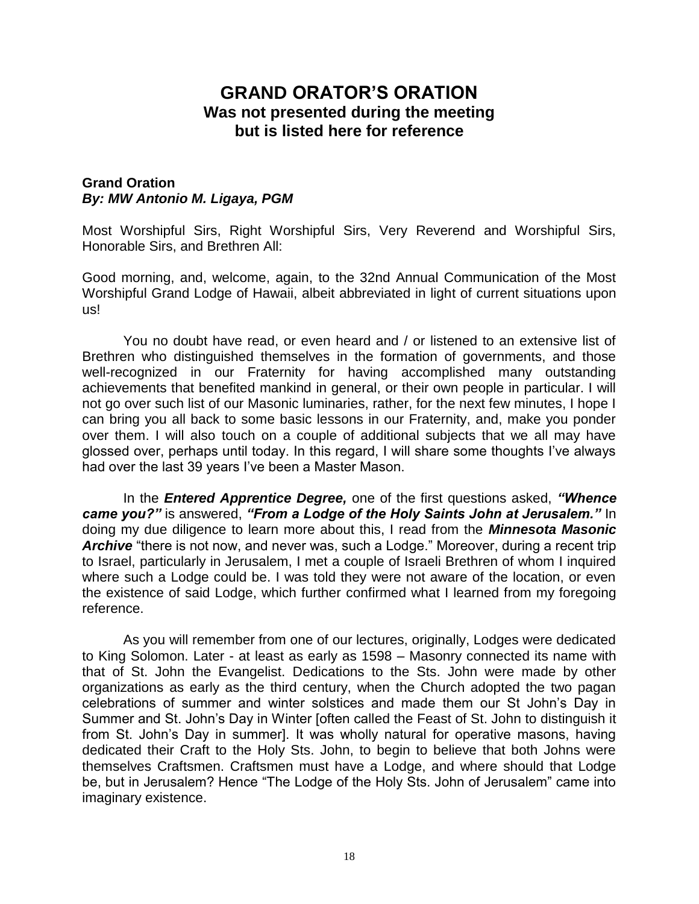# GRAND ORATOR'S ORATION

## Was not presented during the meeting but is listed here for reference

**Grand Oration**
***By: MW Antonio M. Ligaya, PGM***

Most Worshipful Sirs, Right Worshipful Sirs, Very Reverend and Worshipful Sirs, Honorable Sirs, and Brethren All:

Good morning, and, welcome, again, to the 32nd Annual Communication of the Most Worshipful Grand Lodge of Hawaii, albeit abbreviated in light of current situations upon us!

You no doubt have read, or even heard and / or listened to an extensive list of Brethren who distinguished themselves in the formation of governments, and those well-recognized in our Fraternity for having accomplished many outstanding achievements that benefited mankind in general, or their own people in particular. I will not go over such list of our Masonic luminaries, rather, for the next few minutes, I hope I can bring you all back to some basic lessons in our Fraternity, and, make you ponder over them. I will also touch on a couple of additional subjects that we all may have glossed over, perhaps until today. In this regard, I will share some thoughts I've always had over the last 39 years I've been a Master Mason.

In the ***Entered Apprentice Degree,*** one of the first questions asked, ***"Whence came you?"*** is answered, ***"From a Lodge of the Holy Saints John at Jerusalem."*** In doing my due diligence to learn more about this, I read from the ***Minnesota Masonic Archive*** "there is not now, and never was, such a Lodge." Moreover, during a recent trip to Israel, particularly in Jerusalem, I met a couple of Israeli Brethren of whom I inquired where such a Lodge could be. I was told they were not aware of the location, or even the existence of said Lodge, which further confirmed what I learned from my foregoing reference.

As you will remember from one of our lectures, originally, Lodges were dedicated to King Solomon. Later - at least as early as 1598 – Masonry connected its name with that of St. John the Evangelist. Dedications to the Sts. John were made by other organizations as early as the third century, when the Church adopted the two pagan celebrations of summer and winter solstices and made them our St John's Day in Summer and St. John's Day in Winter [often called the Feast of St. John to distinguish it from St. John's Day in summer]. It was wholly natural for operative masons, having dedicated their Craft to the Holy Sts. John, to begin to believe that both Johns were themselves Craftsmen. Craftsmen must have a Lodge, and where should that Lodge be, but in Jerusalem? Hence "The Lodge of the Holy Sts. John of Jerusalem" came into imaginary existence.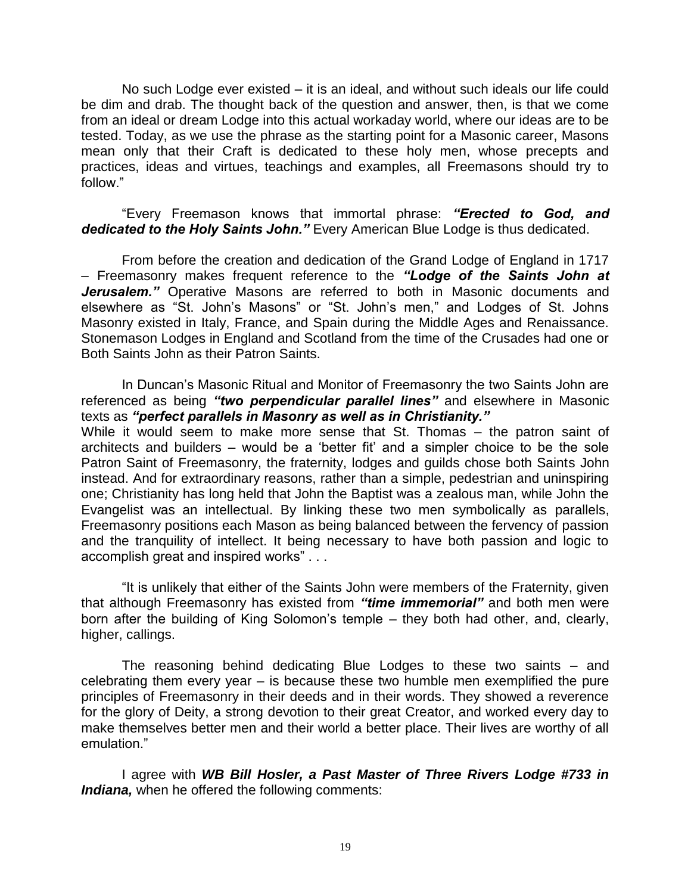No such Lodge ever existed – it is an ideal, and without such ideals our life could be dim and drab. The thought back of the question and answer, then, is that we come from an ideal or dream Lodge into this actual workaday world, where our ideas are to be tested. Today, as we use the phrase as the starting point for a Masonic career, Masons mean only that their Craft is dedicated to these holy men, whose precepts and practices, ideas and virtues, teachings and examples, all Freemasons should try to follow."

"Every Freemason knows that immortal phrase: ***"Erected to God, and dedicated to the Holy Saints John."*** Every American Blue Lodge is thus dedicated.

From before the creation and dedication of the Grand Lodge of England in 1717 – Freemasonry makes frequent reference to the ***"Lodge of the Saints John at Jerusalem."*** Operative Masons are referred to both in Masonic documents and elsewhere as "St. John's Masons" or "St. John's men," and Lodges of St. Johns Masonry existed in Italy, France, and Spain during the Middle Ages and Renaissance. Stonemason Lodges in England and Scotland from the time of the Crusades had one or Both Saints John as their Patron Saints.

In Duncan's Masonic Ritual and Monitor of Freemasonry the two Saints John are referenced as being ***"two perpendicular parallel lines"*** and elsewhere in Masonic texts as ***"perfect parallels in Masonry as well as in Christianity."***
While it would seem to make more sense that St. Thomas – the patron saint of architects and builders – would be a 'better fit' and a simpler choice to be the sole Patron Saint of Freemasonry, the fraternity, lodges and guilds chose both Saints John instead. And for extraordinary reasons, rather than a simple, pedestrian and uninspiring one; Christianity has long held that John the Baptist was a zealous man, while John the Evangelist was an intellectual. By linking these two men symbolically as parallels, Freemasonry positions each Mason as being balanced between the fervency of passion and the tranquility of intellect. It being necessary to have both passion and logic to accomplish great and inspired works" . . .

"It is unlikely that either of the Saints John were members of the Fraternity, given that although Freemasonry has existed from ***"time immemorial"*** and both men were born after the building of King Solomon's temple – they both had other, and, clearly, higher, callings.

The reasoning behind dedicating Blue Lodges to these two saints – and celebrating them every year – is because these two humble men exemplified the pure principles of Freemasonry in their deeds and in their words. They showed a reverence for the glory of Deity, a strong devotion to their great Creator, and worked every day to make themselves better men and their world a better place. Their lives are worthy of all emulation."

I agree with ***WB Bill Hosler, a Past Master of Three Rivers Lodge #733 in Indiana,*** when he offered the following comments: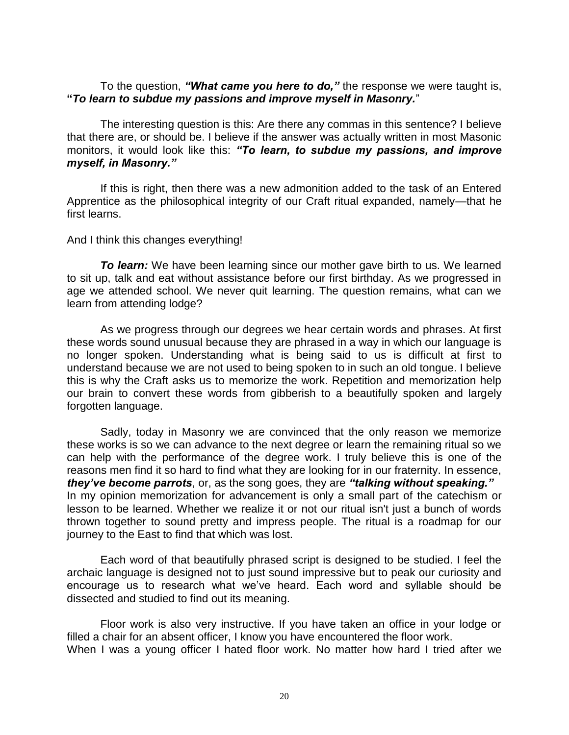To the question, ***"What came you here to do,"*** the response we were taught is, **"*To learn to subdue my passions and improve myself in Masonry.*"**

The interesting question is this: Are there any commas in this sentence? I believe that there are, or should be. I believe if the answer was actually written in most Masonic monitors, it would look like this: ***"To learn, to subdue my passions, and improve myself, in Masonry."***

If this is right, then there was a new admonition added to the task of an Entered Apprentice as the philosophical integrity of our Craft ritual expanded, namely—that he first learns.

And I think this changes everything!

***To learn:*** We have been learning since our mother gave birth to us. We learned to sit up, talk and eat without assistance before our first birthday. As we progressed in age we attended school. We never quit learning. The question remains, what can we learn from attending lodge?

As we progress through our degrees we hear certain words and phrases. At first these words sound unusual because they are phrased in a way in which our language is no longer spoken. Understanding what is being said to us is difficult at first to understand because we are not used to being spoken to in such an old tongue. I believe this is why the Craft asks us to memorize the work. Repetition and memorization help our brain to convert these words from gibberish to a beautifully spoken and largely forgotten language.

Sadly, today in Masonry we are convinced that the only reason we memorize these works is so we can advance to the next degree or learn the remaining ritual so we can help with the performance of the degree work. I truly believe this is one of the reasons men find it so hard to find what they are looking for in our fraternity. In essence, ***they've become parrots***, or, as the song goes, they are ***"talking without speaking."*** In my opinion memorization for advancement is only a small part of the catechism or lesson to be learned. Whether we realize it or not our ritual isn't just a bunch of words thrown together to sound pretty and impress people. The ritual is a roadmap for our journey to the East to find that which was lost.

Each word of that beautifully phrased script is designed to be studied. I feel the archaic language is designed not to just sound impressive but to peak our curiosity and encourage us to research what we've heard. Each word and syllable should be dissected and studied to find out its meaning.

Floor work is also very instructive. If you have taken an office in your lodge or filled a chair for an absent officer, I know you have encountered the floor work. When I was a young officer I hated floor work. No matter how hard I tried after we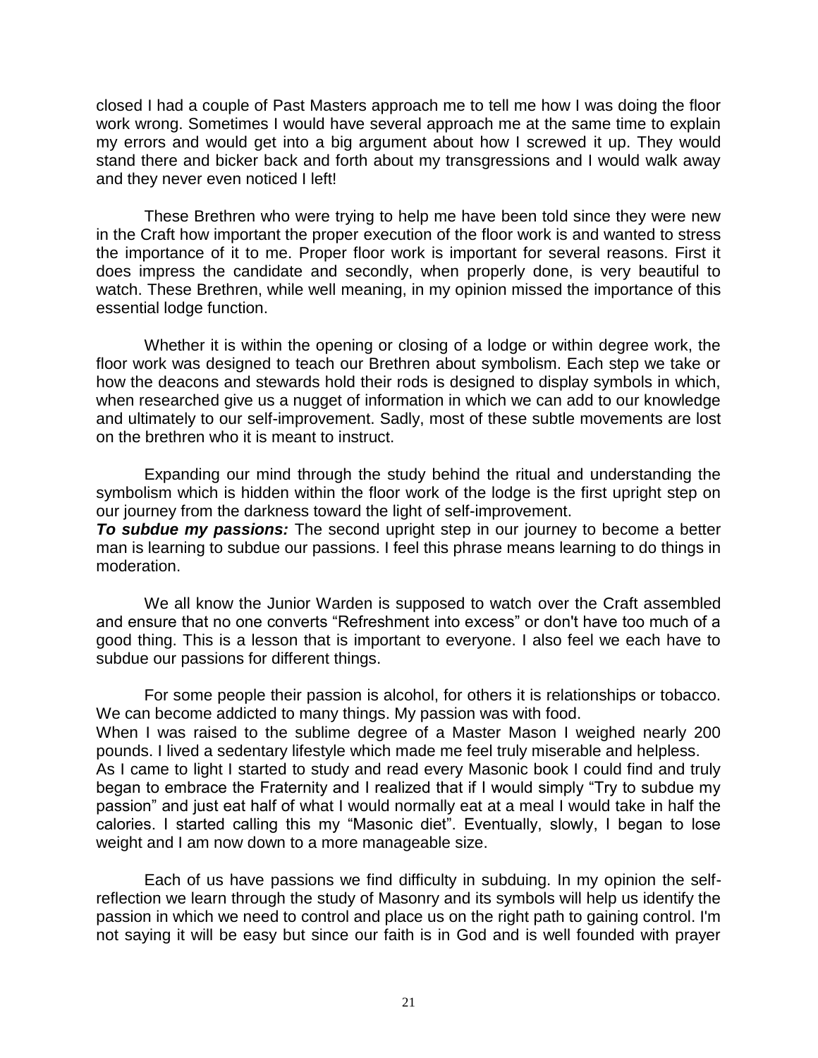closed I had a couple of Past Masters approach me to tell me how I was doing the floor work wrong. Sometimes I would have several approach me at the same time to explain my errors and would get into a big argument about how I screwed it up. They would stand there and bicker back and forth about my transgressions and I would walk away and they never even noticed I left!

These Brethren who were trying to help me have been told since they were new in the Craft how important the proper execution of the floor work is and wanted to stress the importance of it to me. Proper floor work is important for several reasons. First it does impress the candidate and secondly, when properly done, is very beautiful to watch. These Brethren, while well meaning, in my opinion missed the importance of this essential lodge function.

Whether it is within the opening or closing of a lodge or within degree work, the floor work was designed to teach our Brethren about symbolism. Each step we take or how the deacons and stewards hold their rods is designed to display symbols in which, when researched give us a nugget of information in which we can add to our knowledge and ultimately to our self-improvement. Sadly, most of these subtle movements are lost on the brethren who it is meant to instruct.

Expanding our mind through the study behind the ritual and understanding the symbolism which is hidden within the floor work of the lodge is the first upright step on our journey from the darkness toward the light of self-improvement.

***To subdue my passions:*** The second upright step in our journey to become a better man is learning to subdue our passions. I feel this phrase means learning to do things in moderation.

We all know the Junior Warden is supposed to watch over the Craft assembled and ensure that no one converts "Refreshment into excess" or don't have too much of a good thing. This is a lesson that is important to everyone. I also feel we each have to subdue our passions for different things.

For some people their passion is alcohol, for others it is relationships or tobacco. We can become addicted to many things. My passion was with food.

When I was raised to the sublime degree of a Master Mason I weighed nearly 200 pounds. I lived a sedentary lifestyle which made me feel truly miserable and helpless.

As I came to light I started to study and read every Masonic book I could find and truly began to embrace the Fraternity and I realized that if I would simply "Try to subdue my passion" and just eat half of what I would normally eat at a meal I would take in half the calories. I started calling this my "Masonic diet". Eventually, slowly, I began to lose weight and I am now down to a more manageable size.

Each of us have passions we find difficulty in subduing. In my opinion the self-reflection we learn through the study of Masonry and its symbols will help us identify the passion in which we need to control and place us on the right path to gaining control. I'm not saying it will be easy but since our faith is in God and is well founded with prayer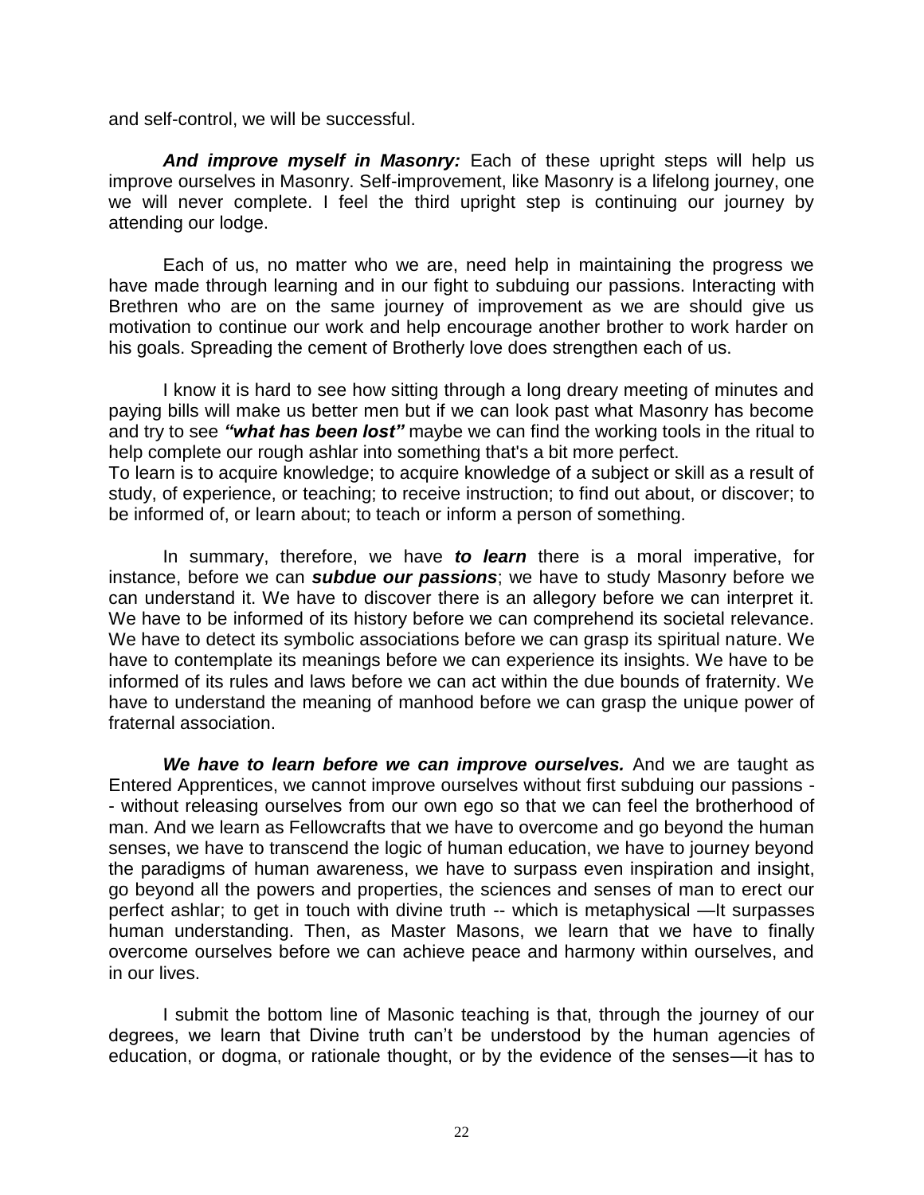and self-control, we will be successful.

***And improve myself in Masonry:*** Each of these upright steps will help us improve ourselves in Masonry. Self-improvement, like Masonry is a lifelong journey, one we will never complete. I feel the third upright step is continuing our journey by attending our lodge.

Each of us, no matter who we are, need help in maintaining the progress we have made through learning and in our fight to subduing our passions. Interacting with Brethren who are on the same journey of improvement as we are should give us motivation to continue our work and help encourage another brother to work harder on his goals. Spreading the cement of Brotherly love does strengthen each of us.

I know it is hard to see how sitting through a long dreary meeting of minutes and paying bills will make us better men but if we can look past what Masonry has become and try to see ***"what has been lost"*** maybe we can find the working tools in the ritual to help complete our rough ashlar into something that's a bit more perfect.
To learn is to acquire knowledge; to acquire knowledge of a subject or skill as a result of study, of experience, or teaching; to receive instruction; to find out about, or discover; to be informed of, or learn about; to teach or inform a person of something.

In summary, therefore, we have ***to learn*** there is a moral imperative, for instance, before we can ***subdue our passions***; we have to study Masonry before we can understand it. We have to discover there is an allegory before we can interpret it. We have to be informed of its history before we can comprehend its societal relevance. We have to detect its symbolic associations before we can grasp its spiritual nature. We have to contemplate its meanings before we can experience its insights. We have to be informed of its rules and laws before we can act within the due bounds of fraternity. We have to understand the meaning of manhood before we can grasp the unique power of fraternal association.

***We have to learn before we can improve ourselves.*** And we are taught as Entered Apprentices, we cannot improve ourselves without first subduing our passions -- without releasing ourselves from our own ego so that we can feel the brotherhood of man. And we learn as Fellowcrafts that we have to overcome and go beyond the human senses, we have to transcend the logic of human education, we have to journey beyond the paradigms of human awareness, we have to surpass even inspiration and insight, go beyond all the powers and properties, the sciences and senses of man to erect our perfect ashlar; to get in touch with divine truth -- which is metaphysical —It surpasses human understanding. Then, as Master Masons, we learn that we have to finally overcome ourselves before we can achieve peace and harmony within ourselves, and in our lives.

I submit the bottom line of Masonic teaching is that, through the journey of our degrees, we learn that Divine truth can't be understood by the human agencies of education, or dogma, or rationale thought, or by the evidence of the senses—it has to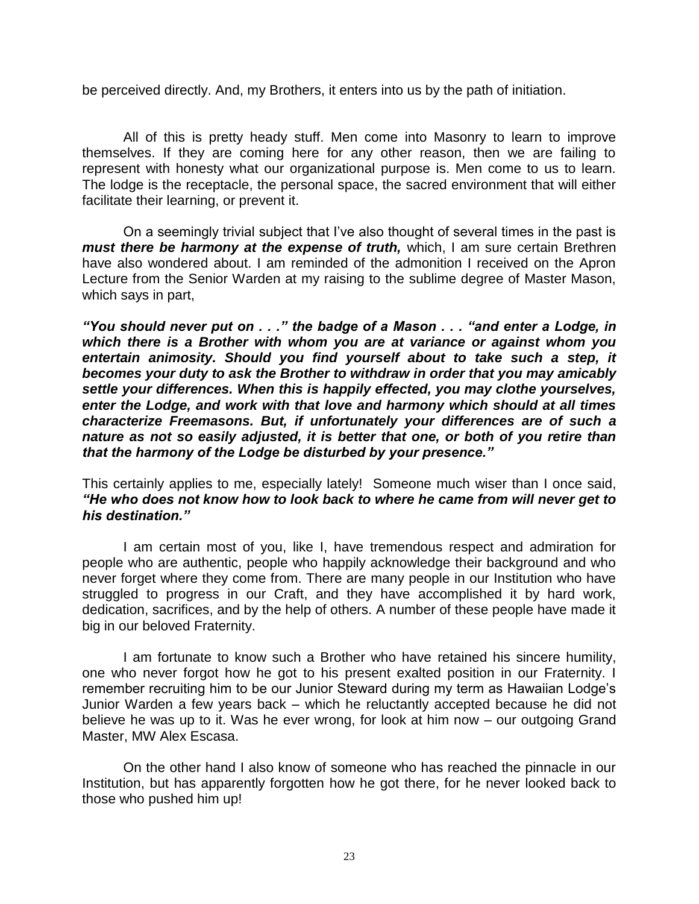be perceived directly. And, my Brothers, it enters into us by the path of initiation.

All of this is pretty heady stuff. Men come into Masonry to learn to improve themselves. If they are coming here for any other reason, then we are failing to represent with honesty what our organizational purpose is. Men come to us to learn. The lodge is the receptacle, the personal space, the sacred environment that will either facilitate their learning, or prevent it.

On a seemingly trivial subject that I've also thought of several times in the past is ***must there be harmony at the expense of truth,*** which, I am sure certain Brethren have also wondered about. I am reminded of the admonition I received on the Apron Lecture from the Senior Warden at my raising to the sublime degree of Master Mason, which says in part,

***"You should never put on . . ." the badge of a Mason . . . "and enter a Lodge, in which there is a Brother with whom you are at variance or against whom you entertain animosity. Should you find yourself about to take such a step, it becomes your duty to ask the Brother to withdraw in order that you may amicably settle your differences. When this is happily effected, you may clothe yourselves, enter the Lodge, and work with that love and harmony which should at all times characterize Freemasons. But, if unfortunately your differences are of such a nature as not so easily adjusted, it is better that one, or both of you retire than that the harmony of the Lodge be disturbed by your presence."***

This certainly applies to me, especially lately! Someone much wiser than I once said, ***"He who does not know how to look back to where he came from will never get to his destination."***

I am certain most of you, like I, have tremendous respect and admiration for people who are authentic, people who happily acknowledge their background and who never forget where they come from. There are many people in our Institution who have struggled to progress in our Craft, and they have accomplished it by hard work, dedication, sacrifices, and by the help of others. A number of these people have made it big in our beloved Fraternity.

I am fortunate to know such a Brother who have retained his sincere humility, one who never forgot how he got to his present exalted position in our Fraternity. I remember recruiting him to be our Junior Steward during my term as Hawaiian Lodge's Junior Warden a few years back – which he reluctantly accepted because he did not believe he was up to it. Was he ever wrong, for look at him now – our outgoing Grand Master, MW Alex Escasa.

On the other hand I also know of someone who has reached the pinnacle in our Institution, but has apparently forgotten how he got there, for he never looked back to those who pushed him up!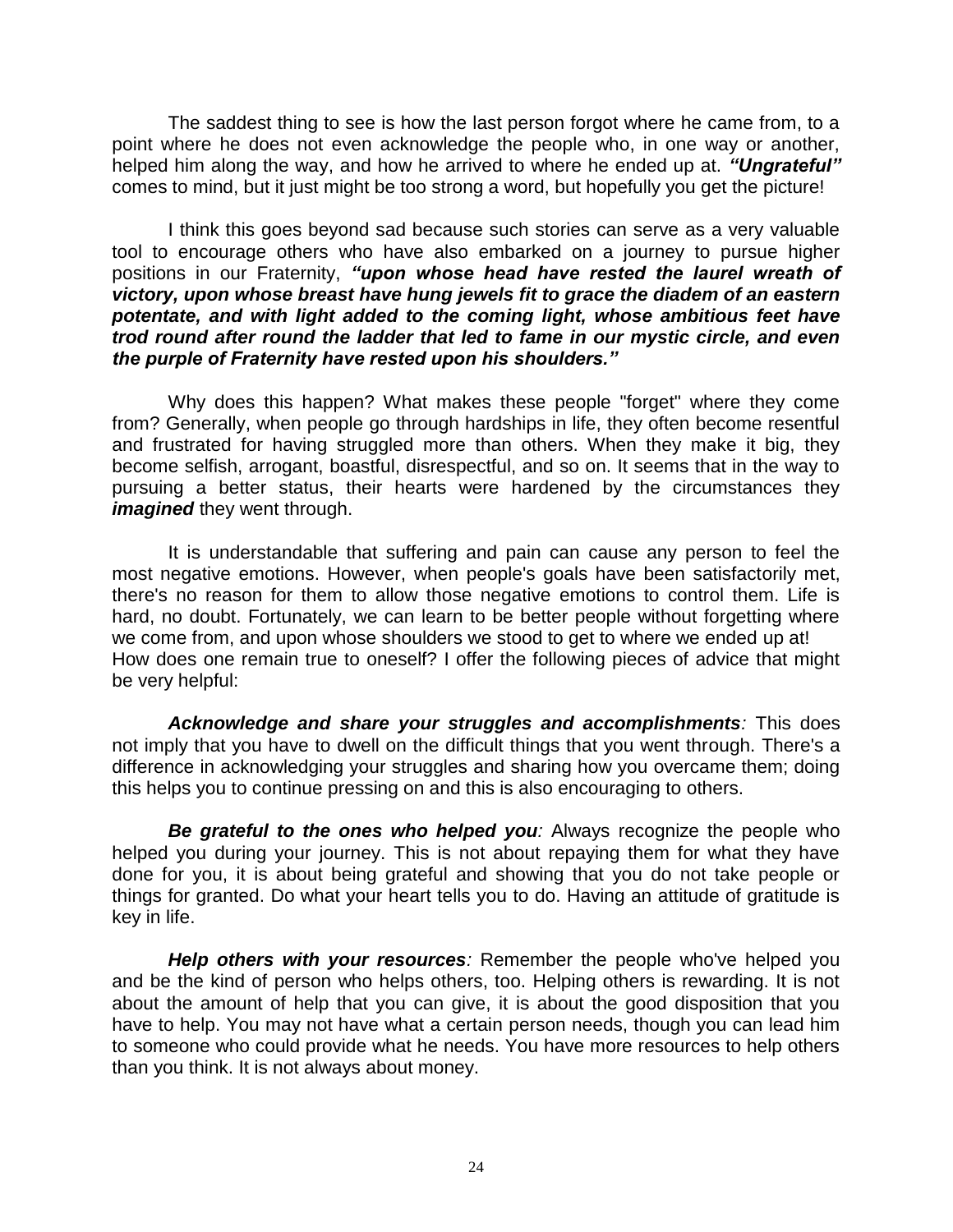The saddest thing to see is how the last person forgot where he came from, to a point where he does not even acknowledge the people who, in one way or another, helped him along the way, and how he arrived to where he ended up at. ***"Ungrateful"*** comes to mind, but it just might be too strong a word, but hopefully you get the picture!

I think this goes beyond sad because such stories can serve as a very valuable tool to encourage others who have also embarked on a journey to pursue higher positions in our Fraternity, ***"upon whose head have rested the laurel wreath of victory, upon whose breast have hung jewels fit to grace the diadem of an eastern potentate, and with light added to the coming light, whose ambitious feet have trod round after round the ladder that led to fame in our mystic circle, and even the purple of Fraternity have rested upon his shoulders."***

Why does this happen? What makes these people "forget" where they come from? Generally, when people go through hardships in life, they often become resentful and frustrated for having struggled more than others. When they make it big, they become selfish, arrogant, boastful, disrespectful, and so on. It seems that in the way to pursuing a better status, their hearts were hardened by the circumstances they ***imagined*** they went through.

It is understandable that suffering and pain can cause any person to feel the most negative emotions. However, when people's goals have been satisfactorily met, there's no reason for them to allow those negative emotions to control them. Life is hard, no doubt. Fortunately, we can learn to be better people without forgetting where we come from, and upon whose shoulders we stood to get to where we ended up at! How does one remain true to oneself? I offer the following pieces of advice that might be very helpful:

***Acknowledge and share your struggles and accomplishments****:* This does not imply that you have to dwell on the difficult things that you went through. There's a difference in acknowledging your struggles and sharing how you overcame them; doing this helps you to continue pressing on and this is also encouraging to others.

***Be grateful to the ones who helped you****:* Always recognize the people who helped you during your journey. This is not about repaying them for what they have done for you, it is about being grateful and showing that you do not take people or things for granted. Do what your heart tells you to do. Having an attitude of gratitude is key in life.

***Help others with your resources****:* Remember the people who've helped you and be the kind of person who helps others, too. Helping others is rewarding. It is not about the amount of help that you can give, it is about the good disposition that you have to help. You may not have what a certain person needs, though you can lead him to someone who could provide what he needs. You have more resources to help others than you think. It is not always about money.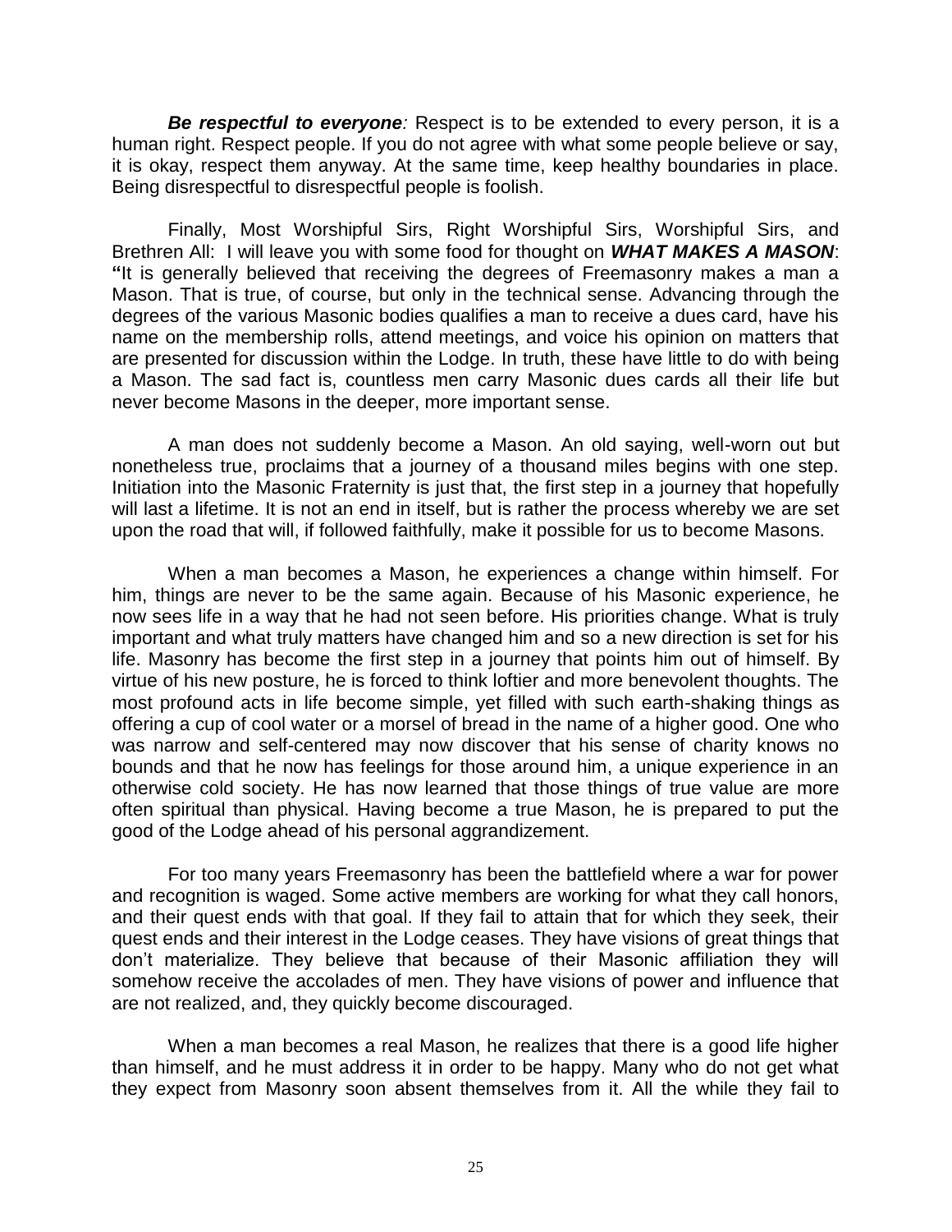***Be respectful to everyone****:* Respect is to be extended to every person, it is a human right. Respect people. If you do not agree with what some people believe or say, it is okay, respect them anyway. At the same time, keep healthy boundaries in place. Being disrespectful to disrespectful people is foolish.

Finally, Most Worshipful Sirs, Right Worshipful Sirs, Worshipful Sirs, and Brethren All: I will leave you with some food for thought on ***WHAT MAKES A MASON***: **"**It is generally believed that receiving the degrees of Freemasonry makes a man a Mason. That is true, of course, but only in the technical sense. Advancing through the degrees of the various Masonic bodies qualifies a man to receive a dues card, have his name on the membership rolls, attend meetings, and voice his opinion on matters that are presented for discussion within the Lodge. In truth, these have little to do with being a Mason. The sad fact is, countless men carry Masonic dues cards all their life but never become Masons in the deeper, more important sense.

A man does not suddenly become a Mason. An old saying, well-worn out but nonetheless true, proclaims that a journey of a thousand miles begins with one step. Initiation into the Masonic Fraternity is just that, the first step in a journey that hopefully will last a lifetime. It is not an end in itself, but is rather the process whereby we are set upon the road that will, if followed faithfully, make it possible for us to become Masons.

When a man becomes a Mason, he experiences a change within himself. For him, things are never to be the same again. Because of his Masonic experience, he now sees life in a way that he had not seen before. His priorities change. What is truly important and what truly matters have changed him and so a new direction is set for his life. Masonry has become the first step in a journey that points him out of himself. By virtue of his new posture, he is forced to think loftier and more benevolent thoughts. The most profound acts in life become simple, yet filled with such earth-shaking things as offering a cup of cool water or a morsel of bread in the name of a higher good. One who was narrow and self-centered may now discover that his sense of charity knows no bounds and that he now has feelings for those around him, a unique experience in an otherwise cold society. He has now learned that those things of true value are more often spiritual than physical. Having become a true Mason, he is prepared to put the good of the Lodge ahead of his personal aggrandizement.

For too many years Freemasonry has been the battlefield where a war for power and recognition is waged. Some active members are working for what they call honors, and their quest ends with that goal. If they fail to attain that for which they seek, their quest ends and their interest in the Lodge ceases. They have visions of great things that don't materialize. They believe that because of their Masonic affiliation they will somehow receive the accolades of men. They have visions of power and influence that are not realized, and, they quickly become discouraged.

When a man becomes a real Mason, he realizes that there is a good life higher than himself, and he must address it in order to be happy. Many who do not get what they expect from Masonry soon absent themselves from it. All the while they fail to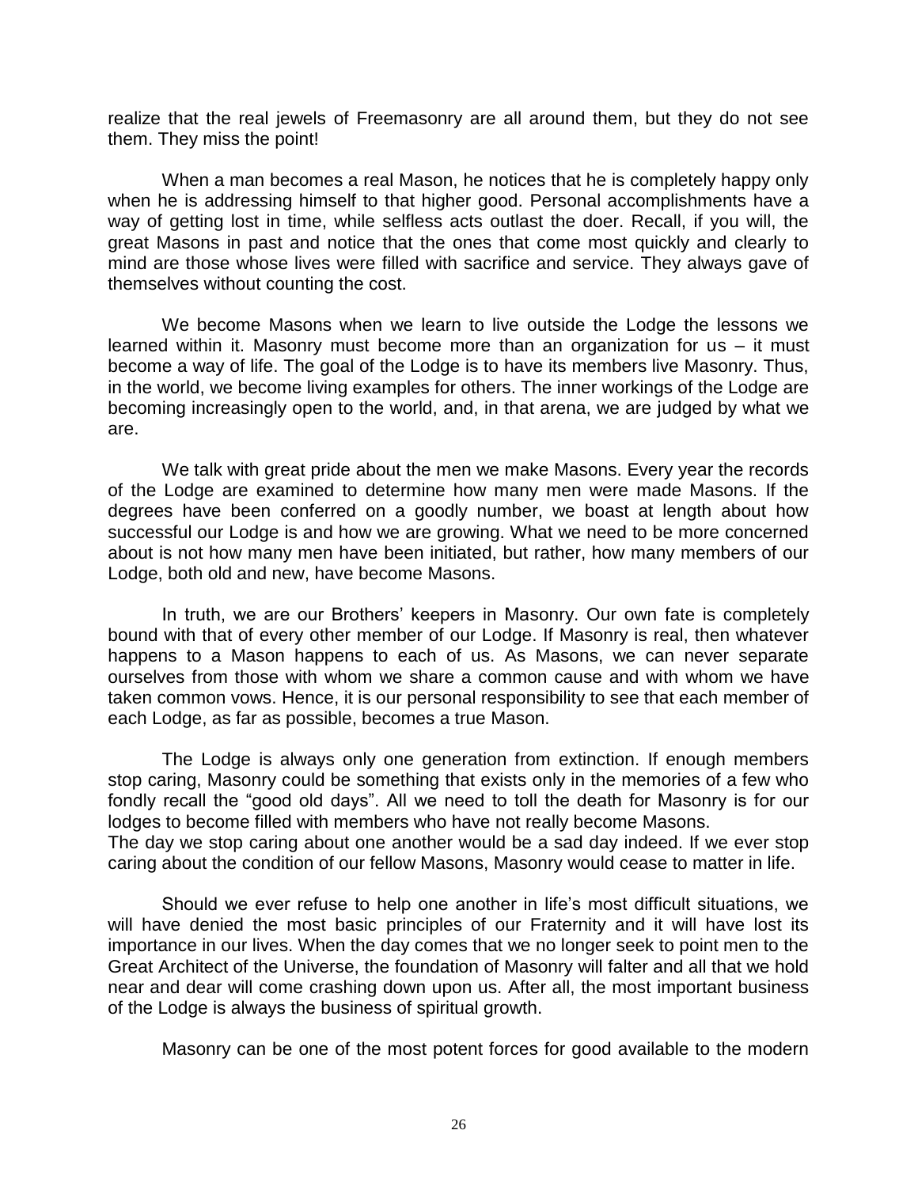realize that the real jewels of Freemasonry are all around them, but they do not see them. They miss the point!

When a man becomes a real Mason, he notices that he is completely happy only when he is addressing himself to that higher good. Personal accomplishments have a way of getting lost in time, while selfless acts outlast the doer. Recall, if you will, the great Masons in past and notice that the ones that come most quickly and clearly to mind are those whose lives were filled with sacrifice and service. They always gave of themselves without counting the cost.

We become Masons when we learn to live outside the Lodge the lessons we learned within it. Masonry must become more than an organization for us – it must become a way of life. The goal of the Lodge is to have its members live Masonry. Thus, in the world, we become living examples for others. The inner workings of the Lodge are becoming increasingly open to the world, and, in that arena, we are judged by what we are.

We talk with great pride about the men we make Masons. Every year the records of the Lodge are examined to determine how many men were made Masons. If the degrees have been conferred on a goodly number, we boast at length about how successful our Lodge is and how we are growing. What we need to be more concerned about is not how many men have been initiated, but rather, how many members of our Lodge, both old and new, have become Masons.

In truth, we are our Brothers' keepers in Masonry. Our own fate is completely bound with that of every other member of our Lodge. If Masonry is real, then whatever happens to a Mason happens to each of us. As Masons, we can never separate ourselves from those with whom we share a common cause and with whom we have taken common vows. Hence, it is our personal responsibility to see that each member of each Lodge, as far as possible, becomes a true Mason.

The Lodge is always only one generation from extinction. If enough members stop caring, Masonry could be something that exists only in the memories of a few who fondly recall the "good old days". All we need to toll the death for Masonry is for our lodges to become filled with members who have not really become Masons.
The day we stop caring about one another would be a sad day indeed. If we ever stop caring about the condition of our fellow Masons, Masonry would cease to matter in life.

Should we ever refuse to help one another in life's most difficult situations, we will have denied the most basic principles of our Fraternity and it will have lost its importance in our lives. When the day comes that we no longer seek to point men to the Great Architect of the Universe, the foundation of Masonry will falter and all that we hold near and dear will come crashing down upon us. After all, the most important business of the Lodge is always the business of spiritual growth.

Masonry can be one of the most potent forces for good available to the modern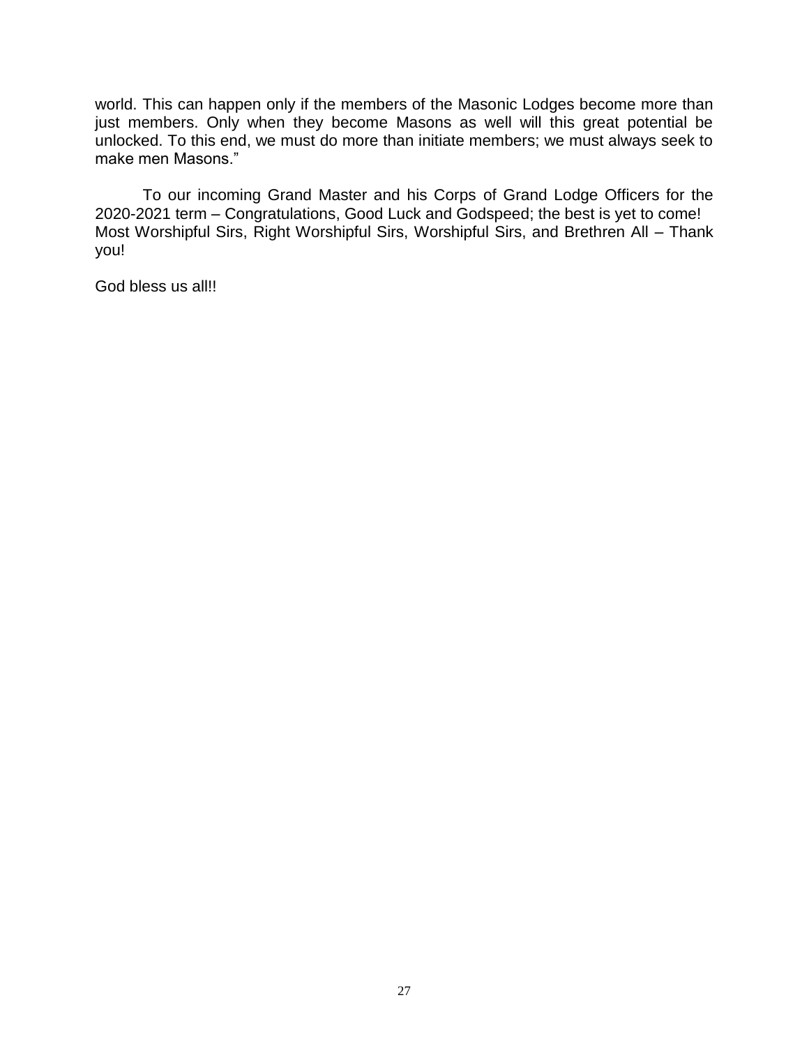world. This can happen only if the members of the Masonic Lodges become more than just members. Only when they become Masons as well will this great potential be unlocked. To this end, we must do more than initiate members; we must always seek to make men Masons."

To our incoming Grand Master and his Corps of Grand Lodge Officers for the 2020-2021 term – Congratulations, Good Luck and Godspeed; the best is yet to come! Most Worshipful Sirs, Right Worshipful Sirs, Worshipful Sirs, and Brethren All – Thank you!

God bless us all!!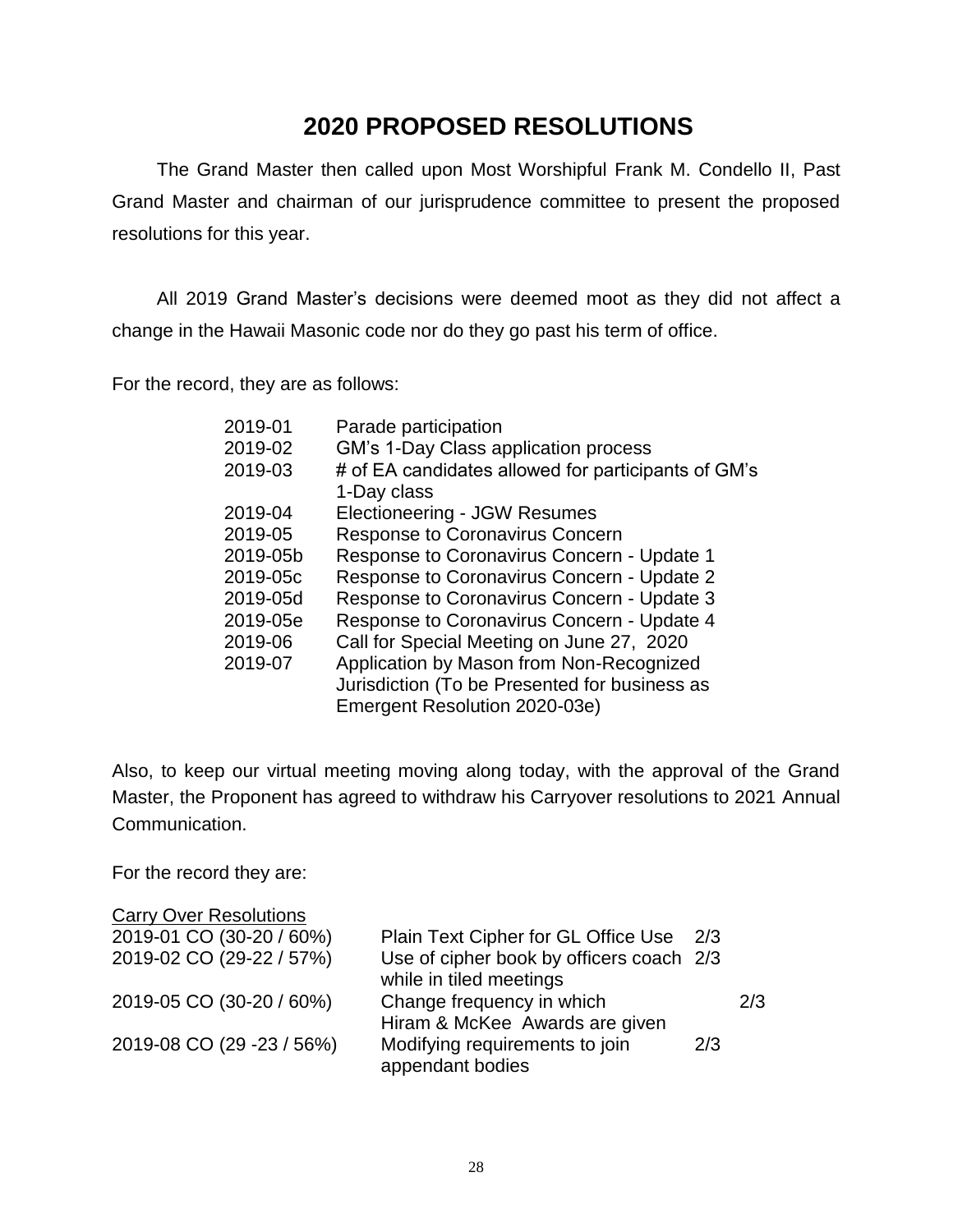# 2020 PROPOSED RESOLUTIONS

The Grand Master then called upon Most Worshipful Frank M. Condello II, Past Grand Master and chairman of our jurisprudence committee to present the proposed resolutions for this year.

All 2019 Grand Master's decisions were deemed moot as they did not affect a change in the Hawaii Masonic code nor do they go past his term of office.

For the record, they are as follows:

| | |
|---|---|
| 2019-01 | Parade participation |
| 2019-02 | GM's 1-Day Class application process |
| 2019-03 | # of EA candidates allowed for participants of GM's 1-Day class |
| 2019-04 | Electioneering - JGW Resumes |
| 2019-05 | Response to Coronavirus Concern |
| 2019-05b | Response to Coronavirus Concern - Update 1 |
| 2019-05c | Response to Coronavirus Concern - Update 2 |
| 2019-05d | Response to Coronavirus Concern - Update 3 |
| 2019-05e | Response to Coronavirus Concern - Update 4 |
| 2019-06 | Call for Special Meeting on June 27, 2020 |
| 2019-07 | Application by Mason from Non-Recognized Jurisdiction (To be Presented for business as Emergent Resolution 2020-03e) |

Also, to keep our virtual meeting moving along today, with the approval of the Grand Master, the Proponent has agreed to withdraw his Carryover resolutions to 2021 Annual Communication.

For the record they are:

| Carry Over Resolutions | | |
|---|---|---|
| 2019-01 CO (30-20 / 60%) | Plain Text Cipher for GL Office Use | 2/3 |
| 2019-02 CO (29-22 / 57%) | Use of cipher book by officers coach while in tiled meetings | 2/3 |
| 2019-05 CO (30-20 / 60%) | Change frequency in which Hiram & McKee Awards are given | 2/3 |
| 2019-08 CO (29 -23 / 56%) | Modifying requirements to join appendant bodies | 2/3 |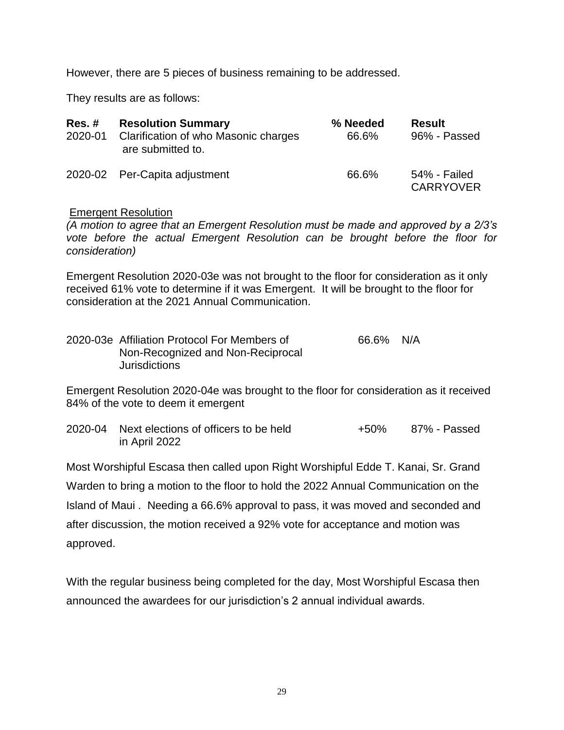However, there are 5 pieces of business remaining to be addressed.

They results are as follows:

| Res. # | Resolution Summary | % Needed | Result |
|---|---|---|---|
| 2020-01 | Clarification of who Masonic charges are submitted to. | 66.6% | 96% - Passed |
| 2020-02 | Per-Capita adjustment | 66.6% | 54% - Failed CARRYOVER |

Emergent Resolution

*(A motion to agree that an Emergent Resolution must be made and approved by a 2/3's vote before the actual Emergent Resolution can be brought before the floor for consideration)*

Emergent Resolution 2020-03e was not brought to the floor for consideration as it only received 61% vote to determine if it was Emergent. It will be brought to the floor for consideration at the 2021 Annual Communication.

| | | | |
|---|---|---|---|
| 2020-03e | Affiliation Protocol For Members of Non-Recognized and Non-Reciprocal Jurisdictions | 66.6% | N/A |

Emergent Resolution 2020-04e was brought to the floor for consideration as it received 84% of the vote to deem it emergent

| | | | |
|---|---|---|---|
| 2020-04 | Next elections of officers to be held in April 2022 | +50% | 87% - Passed |

Most Worshipful Escasa then called upon Right Worshipful Edde T. Kanai, Sr. Grand Warden to bring a motion to the floor to hold the 2022 Annual Communication on the Island of Maui . Needing a 66.6% approval to pass, it was moved and seconded and after discussion, the motion received a 92% vote for acceptance and motion was approved.

With the regular business being completed for the day, Most Worshipful Escasa then announced the awardees for our jurisdiction's 2 annual individual awards.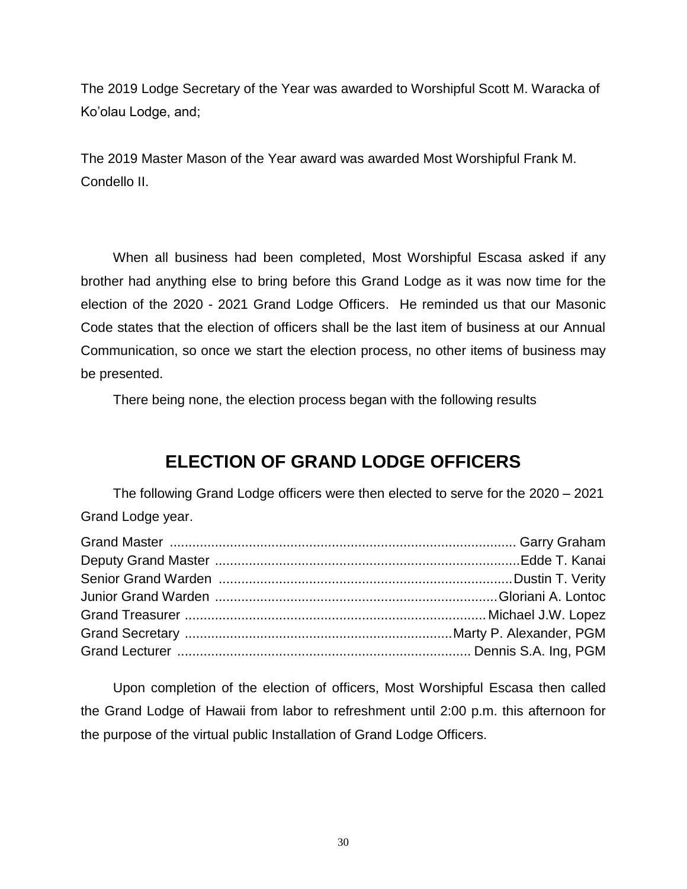The 2019 Lodge Secretary of the Year was awarded to Worshipful Scott M. Waracka of Ko'olau Lodge, and;

The 2019 Master Mason of the Year award was awarded Most Worshipful Frank M. Condello II.

When all business had been completed, Most Worshipful Escasa asked if any brother had anything else to bring before this Grand Lodge as it was now time for the election of the 2020 - 2021 Grand Lodge Officers. He reminded us that our Masonic Code states that the election of officers shall be the last item of business at our Annual Communication, so once we start the election process, no other items of business may be presented.

There being none, the election process began with the following results

## ELECTION OF GRAND LODGE OFFICERS

The following Grand Lodge officers were then elected to serve for the 2020 – 2021 Grand Lodge year.

Grand Master ........................................................................................ Garry Graham
Deputy Grand Master ...............................................................................Edde T. Kanai
Senior Grand Warden ..............................................................................Dustin T. Verity
Junior Grand Warden .........................................................................Gloriani A. Lontoc
Grand Treasurer ...............................................................................Michael J.W. Lopez
Grand Secretary .......................................................................Marty P. Alexander, PGM
Grand Lecturer ............................................................................. Dennis S.A. Ing, PGM

Upon completion of the election of officers, Most Worshipful Escasa then called the Grand Lodge of Hawaii from labor to refreshment until 2:00 p.m. this afternoon for the purpose of the virtual public Installation of Grand Lodge Officers.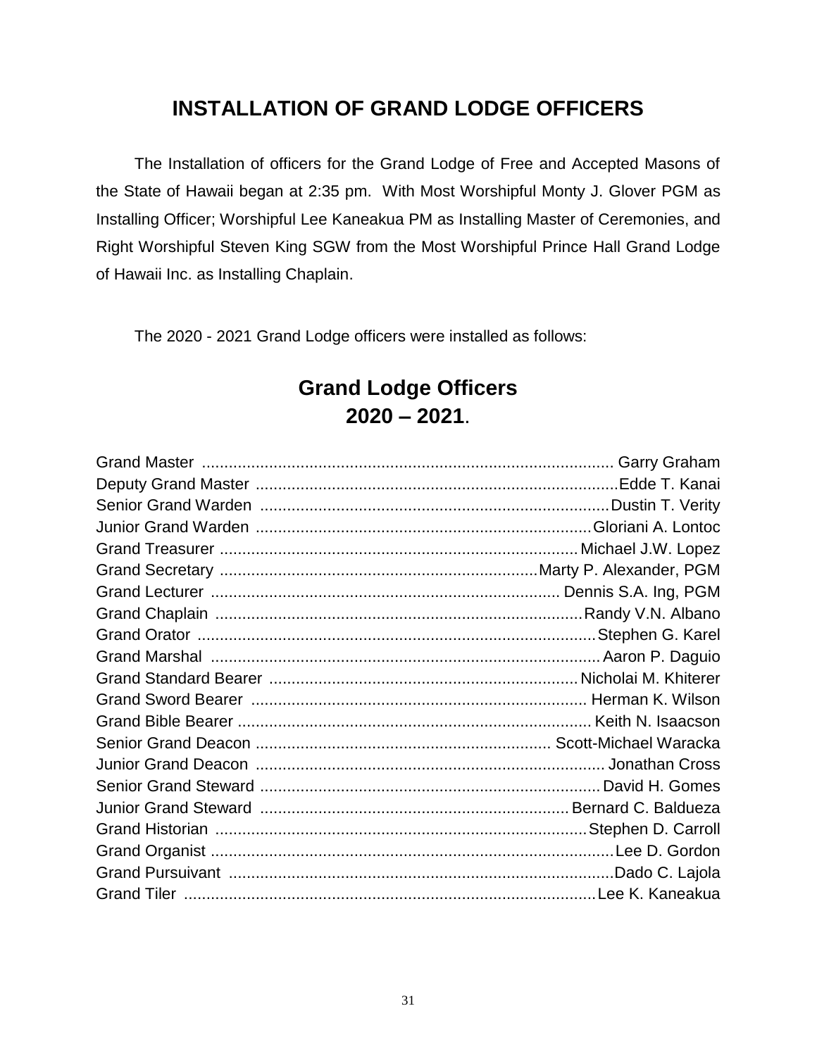## INSTALLATION OF GRAND LODGE OFFICERS

The Installation of officers for the Grand Lodge of Free and Accepted Masons of the State of Hawaii began at 2:35 pm. With Most Worshipful Monty J. Glover PGM as Installing Officer; Worshipful Lee Kaneakua PM as Installing Master of Ceremonies, and Right Worshipful Steven King SGW from the Most Worshipful Prince Hall Grand Lodge of Hawaii Inc. as Installing Chaplain.

The 2020 - 2021 Grand Lodge officers were installed as follows:

## Grand Lodge Officers
## 2020 – 2021.

| | |
|---|---|
| Grand Master | Garry Graham |
| Deputy Grand Master | Edde T. Kanai |
| Senior Grand Warden | Dustin T. Verity |
| Junior Grand Warden | Gloriani A. Lontoc |
| Grand Treasurer | Michael J.W. Lopez |
| Grand Secretary | Marty P. Alexander, PGM |
| Grand Lecturer | Dennis S.A. Ing, PGM |
| Grand Chaplain | Randy V.N. Albano |
| Grand Orator | Stephen G. Karel |
| Grand Marshal | Aaron P. Daguio |
| Grand Standard Bearer | Nicholai M. Khiterer |
| Grand Sword Bearer | Herman K. Wilson |
| Grand Bible Bearer | Keith N. Isaacson |
| Senior Grand Deacon | Scott-Michael Waracka |
| Junior Grand Deacon | Jonathan Cross |
| Senior Grand Steward | David H. Gomes |
| Junior Grand Steward | Bernard C. Baldueza |
| Grand Historian | Stephen D. Carroll |
| Grand Organist | Lee D. Gordon |
| Grand Pursuivant | Dado C. Lajola |
| Grand Tiler | Lee K. Kaneakua |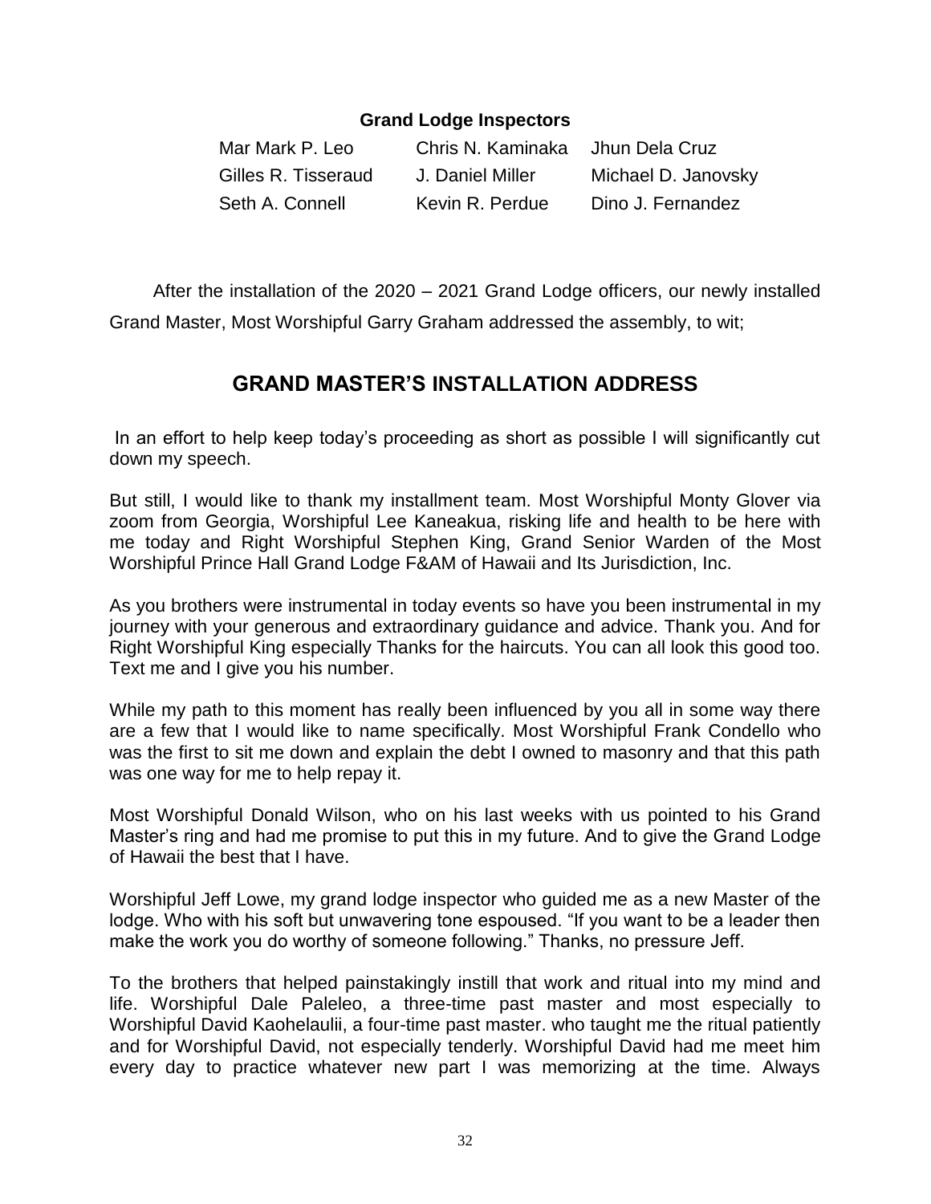**Grand Lodge Inspectors**

| | | |
|---|---|---|
| Mar Mark P. Leo | Chris N. Kaminaka | Jhun Dela Cruz |
| Gilles R. Tisseraud | J. Daniel Miller | Michael D. Janovsky |
| Seth A. Connell | Kevin R. Perdue | Dino J. Fernandez |

After the installation of the 2020 – 2021 Grand Lodge officers, our newly installed Grand Master, Most Worshipful Garry Graham addressed the assembly, to wit;

## GRAND MASTER'S INSTALLATION ADDRESS

In an effort to help keep today's proceeding as short as possible I will significantly cut down my speech.

But still, I would like to thank my installment team. Most Worshipful Monty Glover via zoom from Georgia, Worshipful Lee Kaneakua, risking life and health to be here with me today and Right Worshipful Stephen King, Grand Senior Warden of the Most Worshipful Prince Hall Grand Lodge F&AM of Hawaii and Its Jurisdiction, Inc.

As you brothers were instrumental in today events so have you been instrumental in my journey with your generous and extraordinary guidance and advice. Thank you. And for Right Worshipful King especially Thanks for the haircuts. You can all look this good too. Text me and I give you his number.

While my path to this moment has really been influenced by you all in some way there are a few that I would like to name specifically. Most Worshipful Frank Condello who was the first to sit me down and explain the debt I owned to masonry and that this path was one way for me to help repay it.

Most Worshipful Donald Wilson, who on his last weeks with us pointed to his Grand Master's ring and had me promise to put this in my future. And to give the Grand Lodge of Hawaii the best that I have.

Worshipful Jeff Lowe, my grand lodge inspector who guided me as a new Master of the lodge. Who with his soft but unwavering tone espoused. "If you want to be a leader then make the work you do worthy of someone following." Thanks, no pressure Jeff.

To the brothers that helped painstakingly instill that work and ritual into my mind and life. Worshipful Dale Paleleo, a three-time past master and most especially to Worshipful David Kaohelaulii, a four-time past master. who taught me the ritual patiently and for Worshipful David, not especially tenderly. Worshipful David had me meet him every day to practice whatever new part I was memorizing at the time. Always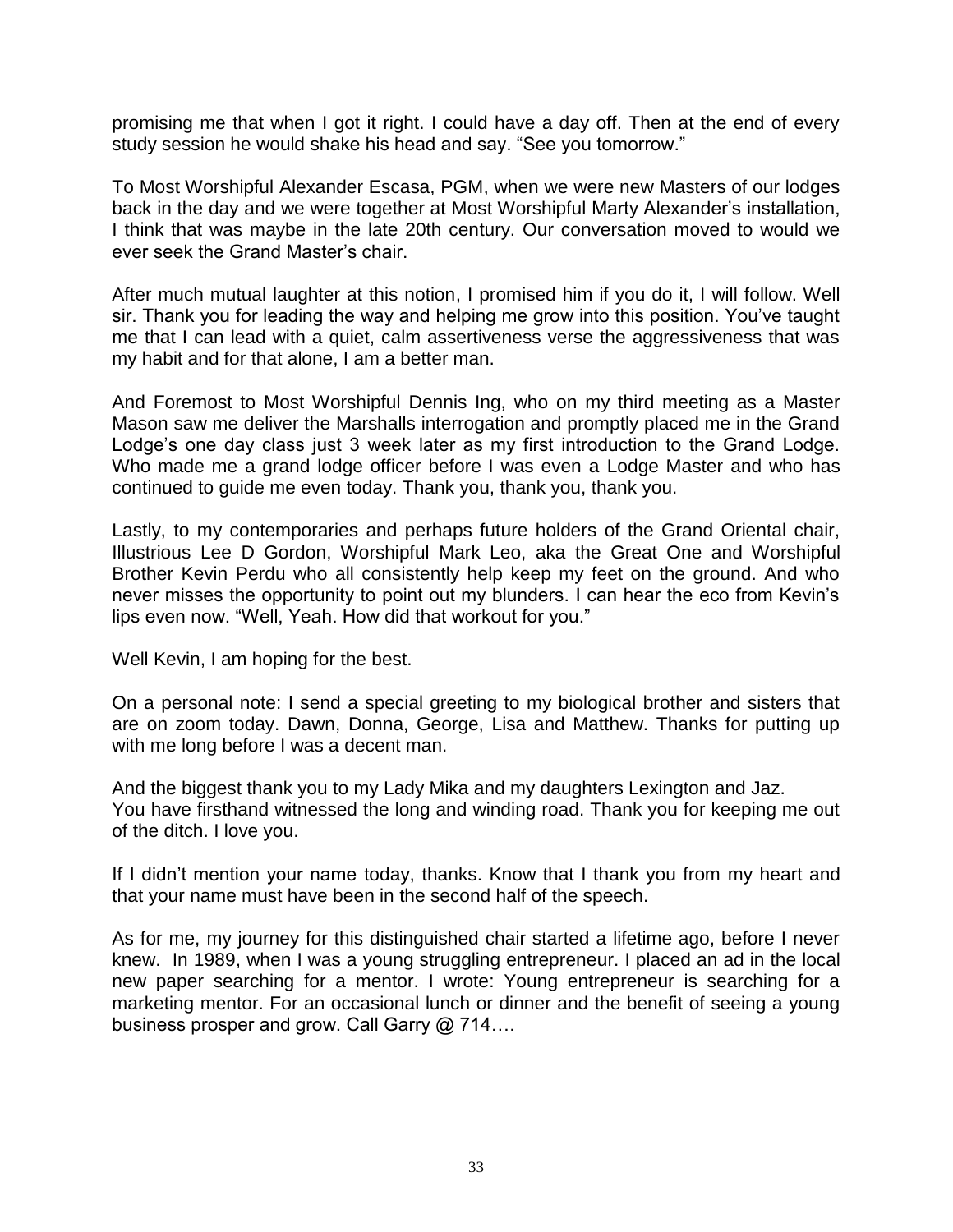promising me that when I got it right. I could have a day off. Then at the end of every study session he would shake his head and say. “See you tomorrow.”

To Most Worshipful Alexander Escasa, PGM, when we were new Masters of our lodges back in the day and we were together at Most Worshipful Marty Alexander’s installation, I think that was maybe in the late 20th century. Our conversation moved to would we ever seek the Grand Master’s chair.

After much mutual laughter at this notion, I promised him if you do it, I will follow. Well sir. Thank you for leading the way and helping me grow into this position. You’ve taught me that I can lead with a quiet, calm assertiveness verse the aggressiveness that was my habit and for that alone, I am a better man.

And Foremost to Most Worshipful Dennis Ing, who on my third meeting as a Master Mason saw me deliver the Marshalls interrogation and promptly placed me in the Grand Lodge’s one day class just 3 week later as my first introduction to the Grand Lodge. Who made me a grand lodge officer before I was even a Lodge Master and who has continued to guide me even today. Thank you, thank you, thank you.

Lastly, to my contemporaries and perhaps future holders of the Grand Oriental chair, Illustrious Lee D Gordon, Worshipful Mark Leo, aka the Great One and Worshipful Brother Kevin Perdu who all consistently help keep my feet on the ground. And who never misses the opportunity to point out my blunders. I can hear the eco from Kevin’s lips even now. “Well, Yeah. How did that workout for you.”

Well Kevin, I am hoping for the best.

On a personal note: I send a special greeting to my biological brother and sisters that are on zoom today. Dawn, Donna, George, Lisa and Matthew. Thanks for putting up with me long before I was a decent man.

And the biggest thank you to my Lady Mika and my daughters Lexington and Jaz.
You have firsthand witnessed the long and winding road. Thank you for keeping me out of the ditch. I love you.

If I didn’t mention your name today, thanks. Know that I thank you from my heart and that your name must have been in the second half of the speech.

As for me, my journey for this distinguished chair started a lifetime ago, before I never knew. In 1989, when I was a young struggling entrepreneur. I placed an ad in the local new paper searching for a mentor. I wrote: Young entrepreneur is searching for a marketing mentor. For an occasional lunch or dinner and the benefit of seeing a young business prosper and grow. Call Garry @ 714….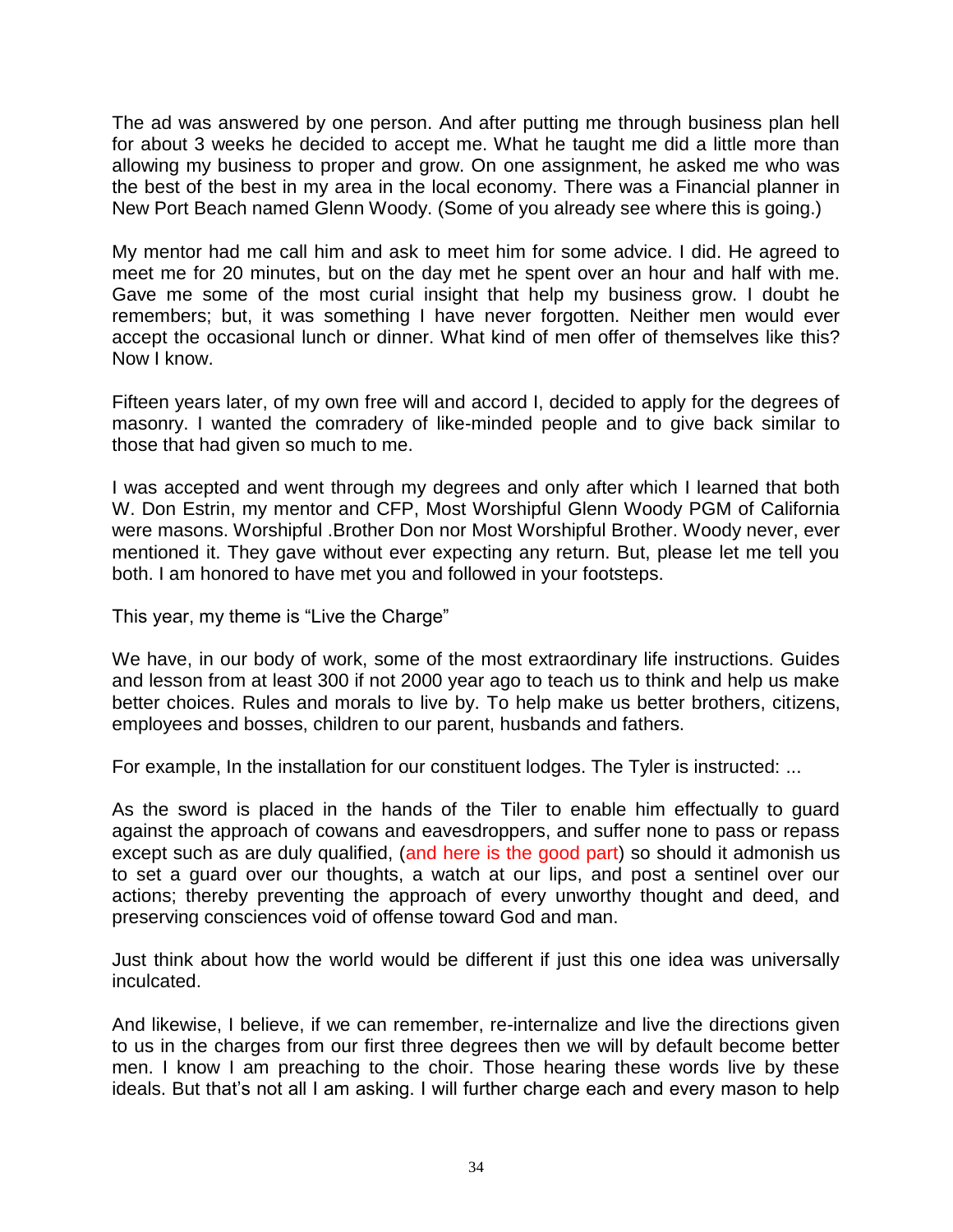The ad was answered by one person. And after putting me through business plan hell for about 3 weeks he decided to accept me. What he taught me did a little more than allowing my business to proper and grow. On one assignment, he asked me who was the best of the best in my area in the local economy. There was a Financial planner in New Port Beach named Glenn Woody. (Some of you already see where this is going.)

My mentor had me call him and ask to meet him for some advice. I did. He agreed to meet me for 20 minutes, but on the day met he spent over an hour and half with me. Gave me some of the most curial insight that help my business grow. I doubt he remembers; but, it was something I have never forgotten. Neither men would ever accept the occasional lunch or dinner. What kind of men offer of themselves like this? Now I know.

Fifteen years later, of my own free will and accord I, decided to apply for the degrees of masonry. I wanted the comradery of like-minded people and to give back similar to those that had given so much to me.

I was accepted and went through my degrees and only after which I learned that both W. Don Estrin, my mentor and CFP, Most Worshipful Glenn Woody PGM of California were masons. Worshipful .Brother Don nor Most Worshipful Brother. Woody never, ever mentioned it. They gave without ever expecting any return. But, please let me tell you both. I am honored to have met you and followed in your footsteps.

This year, my theme is "Live the Charge"

We have, in our body of work, some of the most extraordinary life instructions. Guides and lesson from at least 300 if not 2000 year ago to teach us to think and help us make better choices. Rules and morals to live by. To help make us better brothers, citizens, employees and bosses, children to our parent, husbands and fathers.

For example, In the installation for our constituent lodges. The Tyler is instructed: ...

As the sword is placed in the hands of the Tiler to enable him effectually to guard against the approach of cowans and eavesdroppers, and suffer none to pass or repass except such as are duly qualified, (and here is the good part) so should it admonish us to set a guard over our thoughts, a watch at our lips, and post a sentinel over our actions; thereby preventing the approach of every unworthy thought and deed, and preserving consciences void of offense toward God and man.

Just think about how the world would be different if just this one idea was universally inculcated.

And likewise, I believe, if we can remember, re-internalize and live the directions given to us in the charges from our first three degrees then we will by default become better men. I know I am preaching to the choir. Those hearing these words live by these ideals. But that's not all I am asking. I will further charge each and every mason to help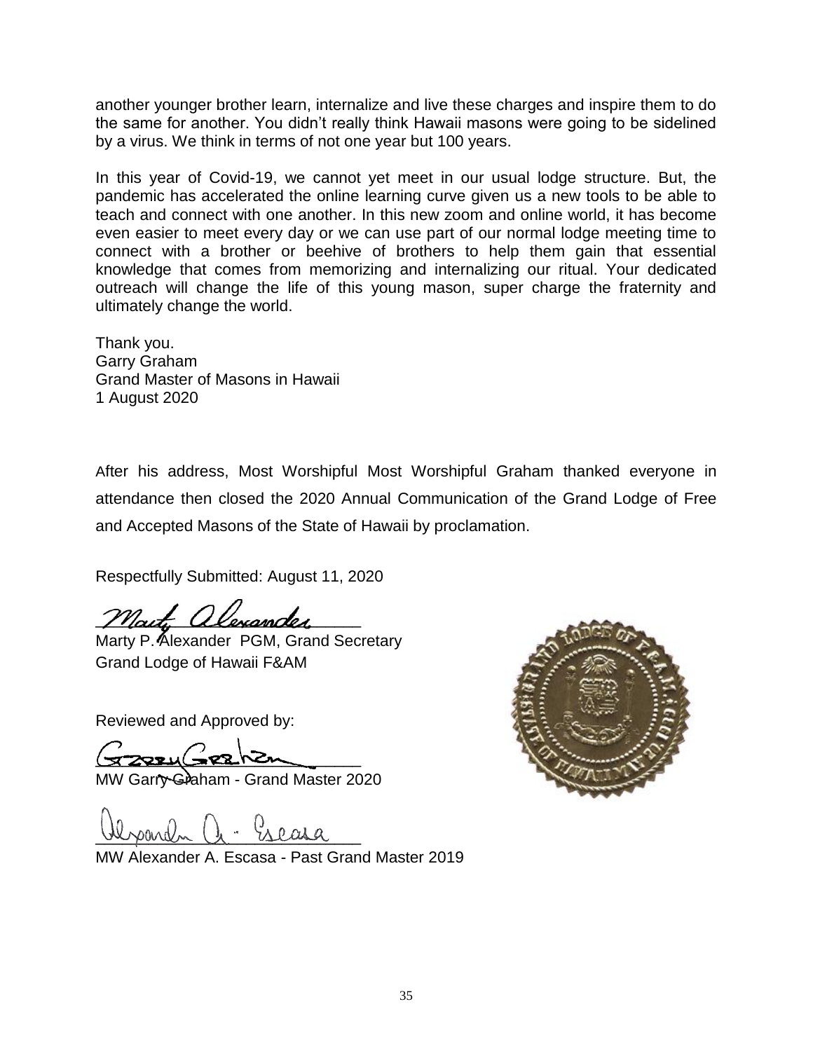another younger brother learn, internalize and live these charges and inspire them to do the same for another. You didn't really think Hawaii masons were going to be sidelined by a virus. We think in terms of not one year but 100 years.

In this year of Covid-19, we cannot yet meet in our usual lodge structure. But, the pandemic has accelerated the online learning curve given us a new tools to be able to teach and connect with one another. In this new zoom and online world, it has become even easier to meet every day or we can use part of our normal lodge meeting time to connect with a brother or beehive of brothers to help them gain that essential knowledge that comes from memorizing and internalizing our ritual. Your dedicated outreach will change the life of this young mason, super charge the fraternity and ultimately change the world.

Thank you.
Garry Graham
Grand Master of Masons in Hawaii
1 August 2020

After his address, Most Worshipful Most Worshipful Graham thanked everyone in attendance then closed the 2020 Annual Communication of the Grand Lodge of Free and Accepted Masons of the State of Hawaii by proclamation.

Respectfully Submitted: August 11, 2020

Marty P. Alexander PGM, Grand Secretary
Grand Lodge of Hawaii F&AM

Reviewed and Approved by:

MW Garry Graham - Grand Master 2020

MW Alexander A. Escasa - Past Grand Master 2019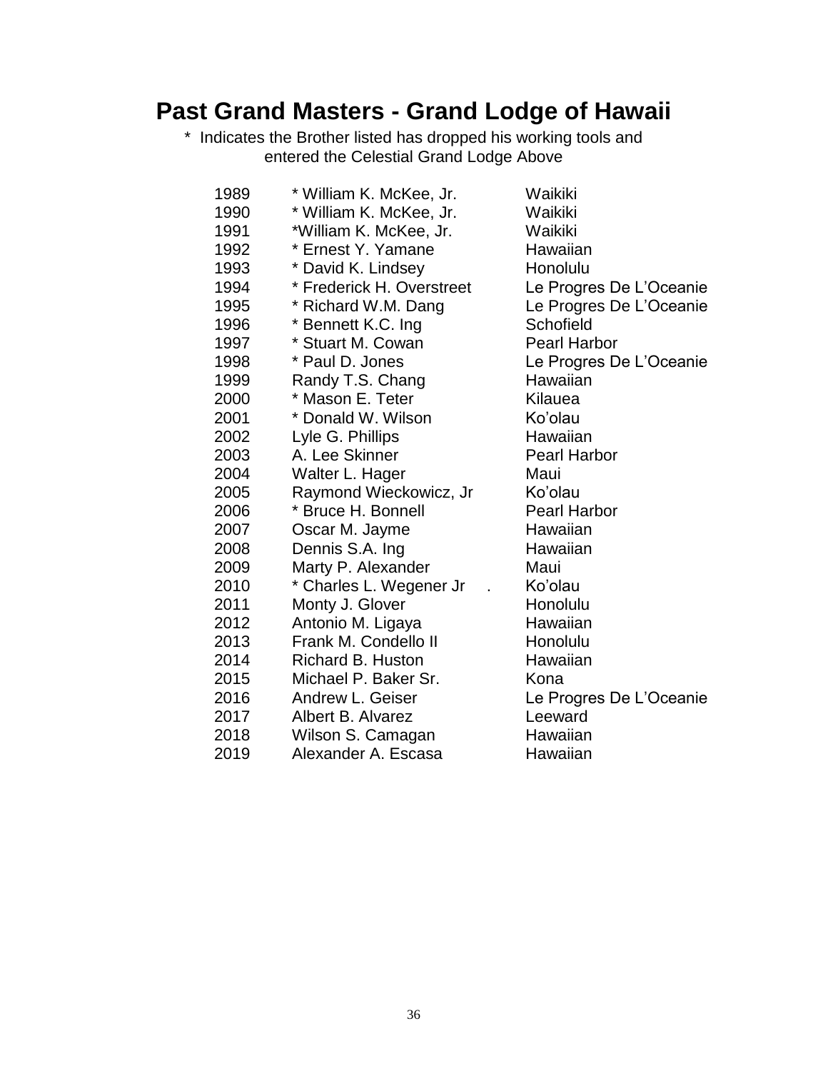# Past Grand Masters - Grand Lodge of Hawaii

\* Indicates the Brother listed has dropped his working tools and entered the Celestial Grand Lodge Above

| | | |
|---|---|---|
| 1989 | * William K. McKee, Jr. | Waikiki |
| 1990 | * William K. McKee, Jr. | Waikiki |
| 1991 | *William K. McKee, Jr. | Waikiki |
| 1992 | * Ernest Y. Yamane | Hawaiian |
| 1993 | * David K. Lindsey | Honolulu |
| 1994 | * Frederick H. Overstreet | Le Progres De L'Oceanie |
| 1995 | * Richard W.M. Dang | Le Progres De L'Oceanie |
| 1996 | * Bennett K.C. Ing | Schofield |
| 1997 | * Stuart M. Cowan | Pearl Harbor |
| 1998 | * Paul D. Jones | Le Progres De L'Oceanie |
| 1999 | Randy T.S. Chang | Hawaiian |
| 2000 | * Mason E. Teter | Kilauea |
| 2001 | * Donald W. Wilson | Ko'olau |
| 2002 | Lyle G. Phillips | Hawaiian |
| 2003 | A. Lee Skinner | Pearl Harbor |
| 2004 | Walter L. Hager | Maui |
| 2005 | Raymond Wieckowicz, Jr | Ko'olau |
| 2006 | * Bruce H. Bonnell | Pearl Harbor |
| 2007 | Oscar M. Jayme | Hawaiian |
| 2008 | Dennis S.A. Ing | Hawaiian |
| 2009 | Marty P. Alexander | Maui |
| 2010 | * Charles L. Wegener Jr . | Ko'olau |
| 2011 | Monty J. Glover | Honolulu |
| 2012 | Antonio M. Ligaya | Hawaiian |
| 2013 | Frank M. Condello II | Honolulu |
| 2014 | Richard B. Huston | Hawaiian |
| 2015 | Michael P. Baker Sr. | Kona |
| 2016 | Andrew L. Geiser | Le Progres De L'Oceanie |
| 2017 | Albert B. Alvarez | Leeward |
| 2018 | Wilson S. Camagan | Hawaiian |
| 2019 | Alexander A. Escasa | Hawaiian |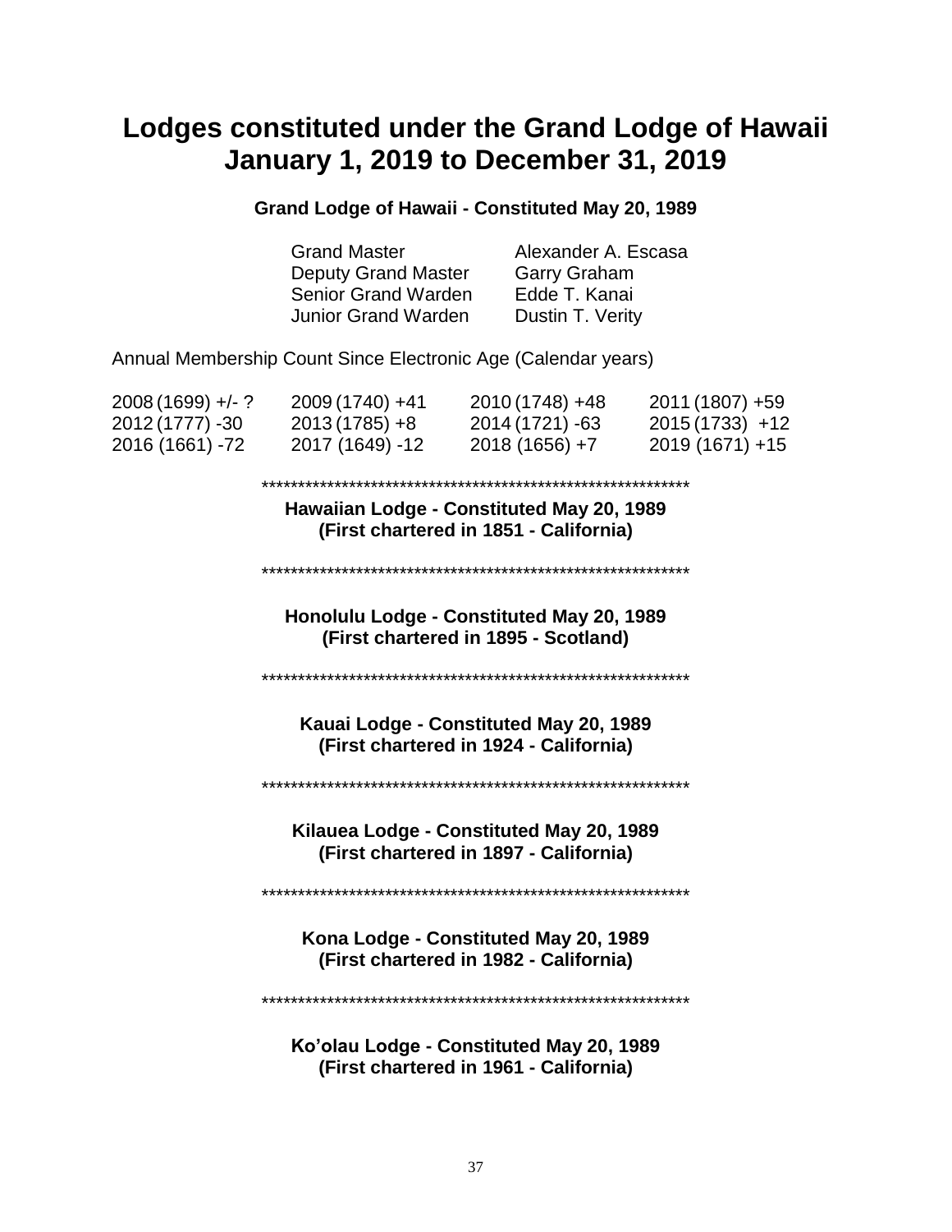# Lodges constituted under the Grand Lodge of Hawaii January 1, 2019 to December 31, 2019

**Grand Lodge of Hawaii - Constituted May 20, 1989**

| | |
|---|---|
| Grand Master | Alexander A. Escasa |
| Deputy Grand Master | Garry Graham |
| Senior Grand Warden | Edde T. Kanai |
| Junior Grand Warden | Dustin T. Verity |

Annual Membership Count Since Electronic Age (Calendar years)

| | | | |
|---|---|---|---|
| 2008 (1699) +/- ? | 2009 (1740) +41 | 2010 (1748) +48 | 2011 (1807) +59 |
| 2012 (1777) -30 | 2013 (1785) +8 | 2014 (1721) -63 | 2015 (1733) +12 |
| 2016 (1661) -72 | 2017 (1649) -12 | 2018 (1656) +7 | 2019 (1671) +15 |

************************************************************

**Hawaiian Lodge - Constituted May 20, 1989**
**(First chartered in 1851 - California)**

************************************************************

**Honolulu Lodge - Constituted May 20, 1989**
**(First chartered in 1895 - Scotland)**

************************************************************

**Kauai Lodge - Constituted May 20, 1989**
**(First chartered in 1924 - California)**

************************************************************

**Kilauea Lodge - Constituted May 20, 1989**
**(First chartered in 1897 - California)**

************************************************************

**Kona Lodge - Constituted May 20, 1989**
**(First chartered in 1982 - California)**

************************************************************

**Ko'olau Lodge - Constituted May 20, 1989**
**(First chartered in 1961 - California)**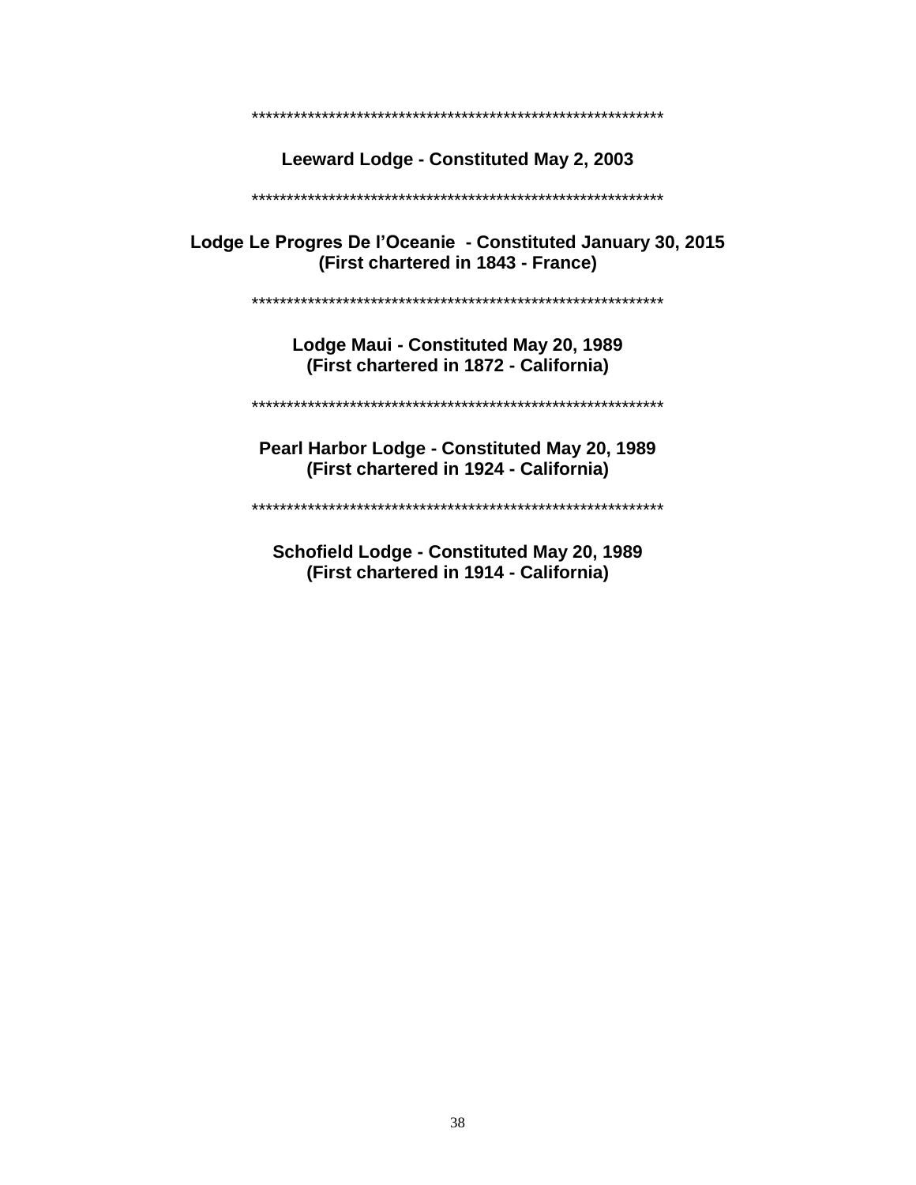************************************************************

**Leeward Lodge - Constituted May 2, 2003**

************************************************************

**Lodge Le Progres De l'Oceanie - Constituted January 30, 2015**
**(First chartered in 1843 - France)**

************************************************************

**Lodge Maui - Constituted May 20, 1989**
**(First chartered in 1872 - California)**

************************************************************

**Pearl Harbor Lodge - Constituted May 20, 1989**
**(First chartered in 1924 - California)**

************************************************************

**Schofield Lodge - Constituted May 20, 1989**
**(First chartered in 1914 - California)**